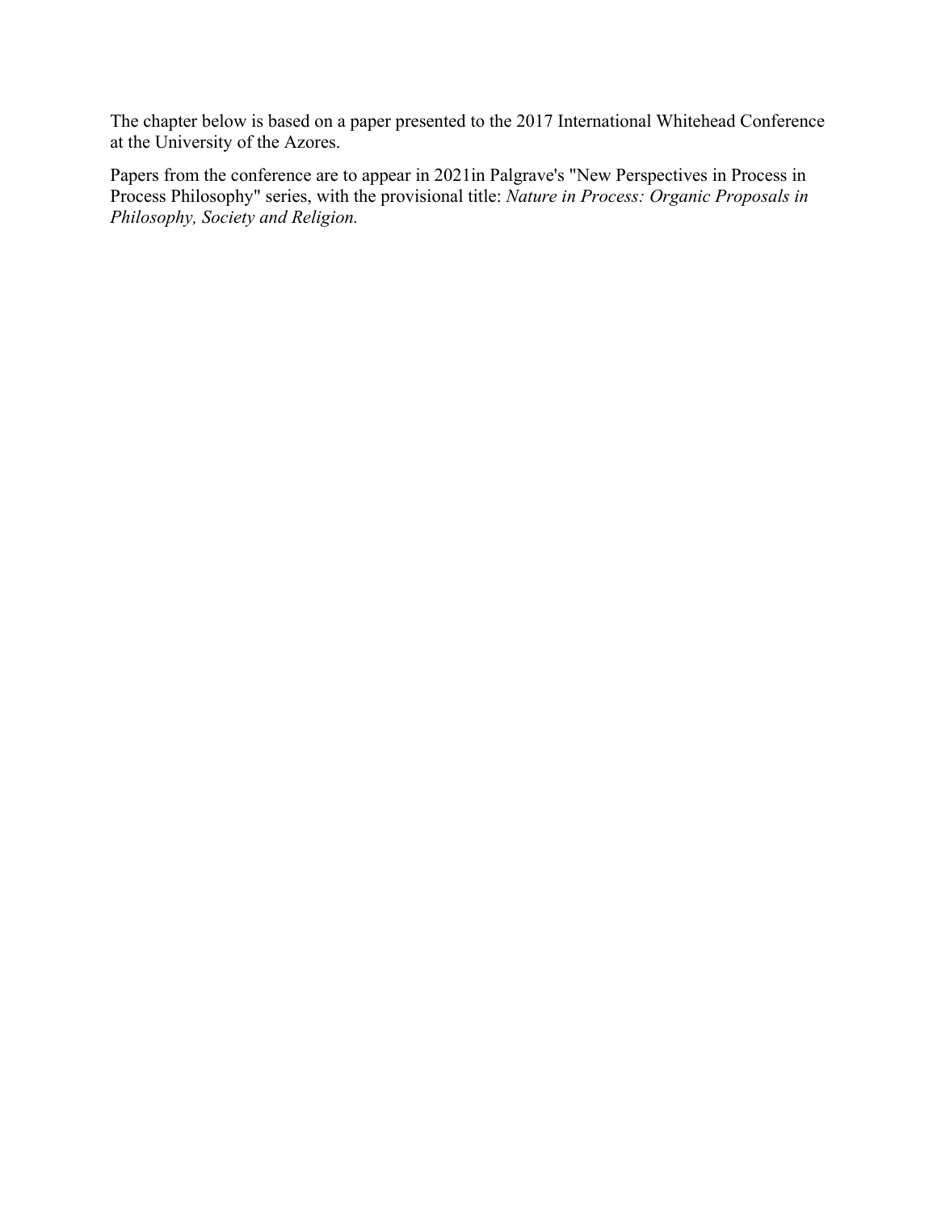The chapter below is based on a paper presented to the 2017 International Whitehead Conference at the University of the Azores.

Papers from the conference are to appear in 2021in Palgrave's "New Perspectives in Process in Process Philosophy" series, with the provisional title: *Nature in Process: Organic Proposals in Philosophy, Society and Religion.*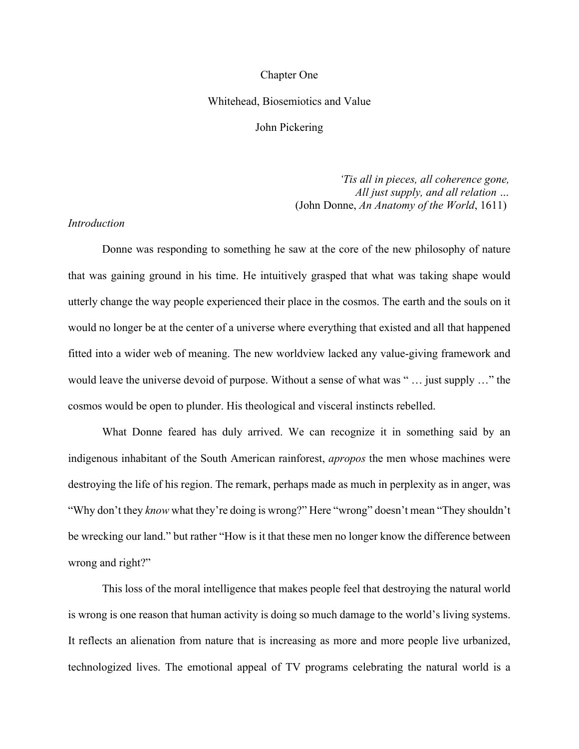# Chapter One

## Whitehead, Biosemiotics and Value

### John Pickering

> *'Tis all in pieces, all coherence gone,*
> *All just supply, and all relation …*
> (John Donne, *An Anatomy of the World*, 1611)

*Introduction*

Donne was responding to something he saw at the core of the new philosophy of nature that was gaining ground in his time. He intuitively grasped that what was taking shape would utterly change the way people experienced their place in the cosmos. The earth and the souls on it would no longer be at the center of a universe where everything that existed and all that happened fitted into a wider web of meaning. The new worldview lacked any value-giving framework and would leave the universe devoid of purpose. Without a sense of what was " … just supply …" the cosmos would be open to plunder. His theological and visceral instincts rebelled.

What Donne feared has duly arrived. We can recognize it in something said by an indigenous inhabitant of the South American rainforest, *apropos* the men whose machines were destroying the life of his region. The remark, perhaps made as much in perplexity as in anger, was "Why don't they *know* what they're doing is wrong?" Here "wrong" doesn't mean "They shouldn't be wrecking our land." but rather "How is it that these men no longer know the difference between wrong and right?"

This loss of the moral intelligence that makes people feel that destroying the natural world is wrong is one reason that human activity is doing so much damage to the world's living systems. It reflects an alienation from nature that is increasing as more and more people live urbanized, technologized lives. The emotional appeal of TV programs celebrating the natural world is a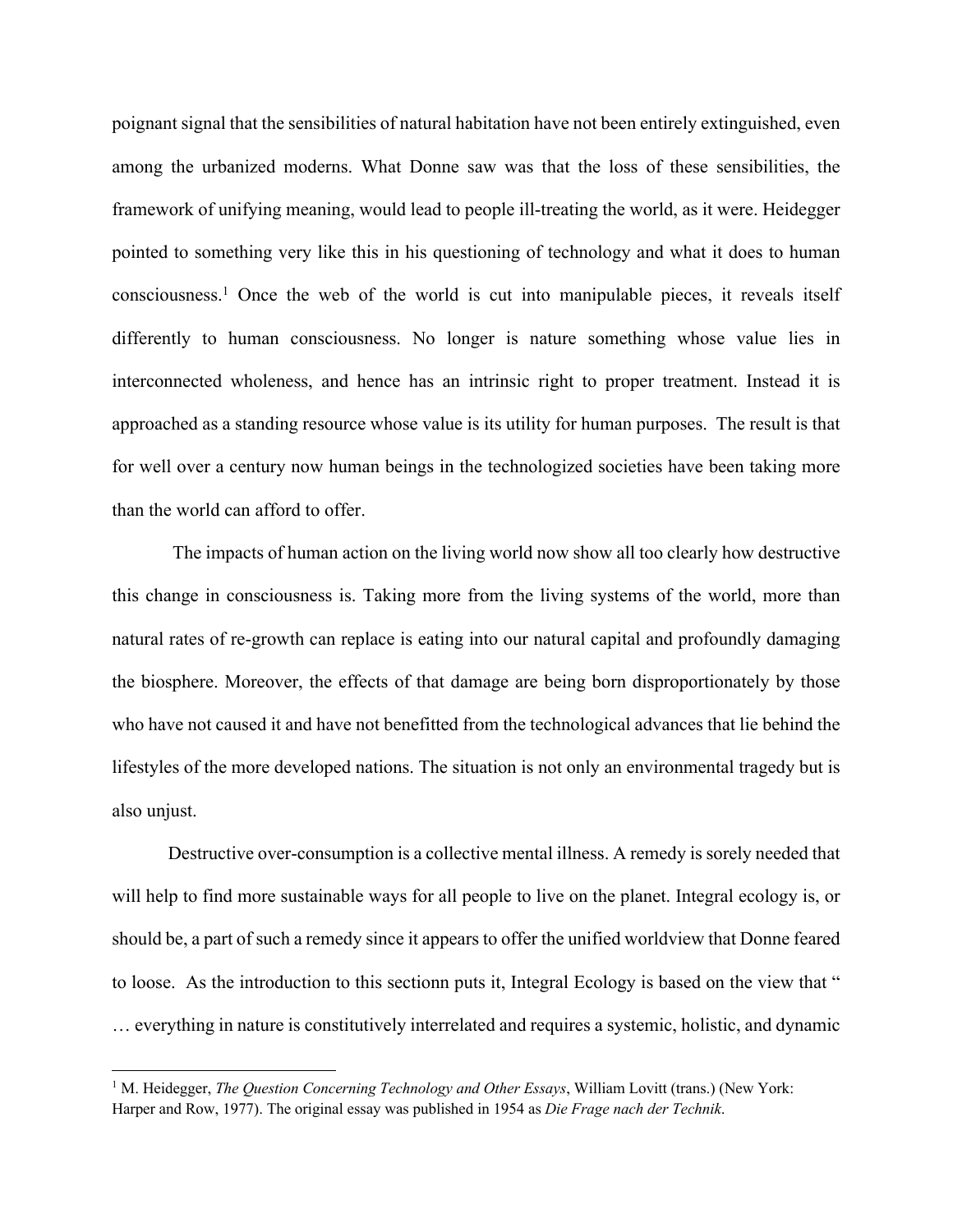poignant signal that the sensibilities of natural habitation have not been entirely extinguished, even among the urbanized moderns. What Donne saw was that the loss of these sensibilities, the framework of unifying meaning, would lead to people ill-treating the world, as it were. Heidegger pointed to something very like this in his questioning of technology and what it does to human consciousness.[1] Once the web of the world is cut into manipulable pieces, it reveals itself differently to human consciousness. No longer is nature something whose value lies in interconnected wholeness, and hence has an intrinsic right to proper treatment. Instead it is approached as a standing resource whose value is its utility for human purposes. The result is that for well over a century now human beings in the technologized societies have been taking more than the world can afford to offer.

The impacts of human action on the living world now show all too clearly how destructive this change in consciousness is. Taking more from the living systems of the world, more than natural rates of re-growth can replace is eating into our natural capital and profoundly damaging the biosphere. Moreover, the effects of that damage are being born disproportionately by those who have not caused it and have not benefitted from the technological advances that lie behind the lifestyles of the more developed nations. The situation is not only an environmental tragedy but is also unjust.

Destructive over-consumption is a collective mental illness. A remedy is sorely needed that will help to find more sustainable ways for all people to live on the planet. Integral ecology is, or should be, a part of such a remedy since it appears to offer the unified worldview that Donne feared to loose. As the introduction to this sectionn puts it, Integral Ecology is based on the view that " … everything in nature is constitutively interrelated and requires a systemic, holistic, and dynamic

---

[1] M. Heidegger, *The Question Concerning Technology and Other Essays*, William Lovitt (trans.) (New York: Harper and Row, 1977). The original essay was published in 1954 as *Die Frage nach der Technik*.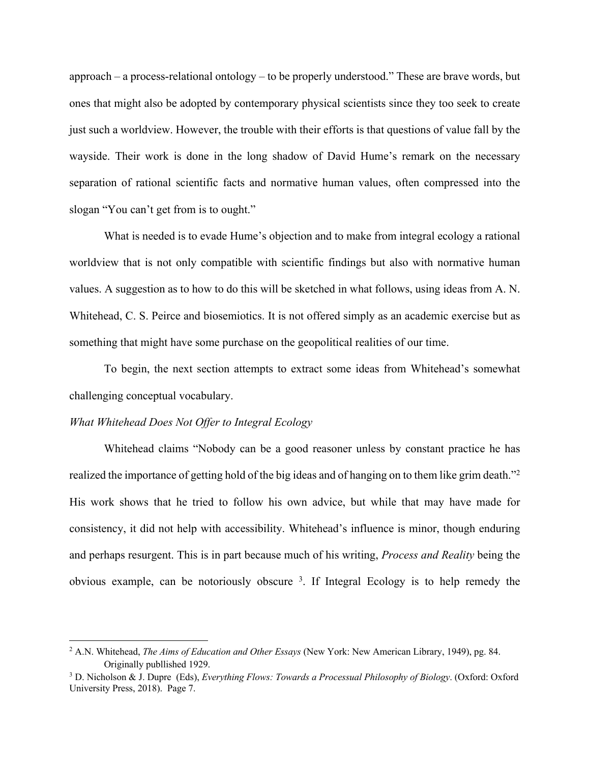approach – a process-relational ontology – to be properly understood." These are brave words, but ones that might also be adopted by contemporary physical scientists since they too seek to create just such a worldview. However, the trouble with their efforts is that questions of value fall by the wayside. Their work is done in the long shadow of David Hume's remark on the necessary separation of rational scientific facts and normative human values, often compressed into the slogan "You can't get from is to ought."

What is needed is to evade Hume's objection and to make from integral ecology a rational worldview that is not only compatible with scientific findings but also with normative human values. A suggestion as to how to do this will be sketched in what follows, using ideas from A. N. Whitehead, C. S. Peirce and biosemiotics. It is not offered simply as an academic exercise but as something that might have some purchase on the geopolitical realities of our time.

To begin, the next section attempts to extract some ideas from Whitehead's somewhat challenging conceptual vocabulary.

*What Whitehead Does Not Offer to Integral Ecology*

Whitehead claims "Nobody can be a good reasoner unless by constant practice he has realized the importance of getting hold of the big ideas and of hanging on to them like grim death."[2] His work shows that he tried to follow his own advice, but while that may have made for consistency, it did not help with accessibility. Whitehead's influence is minor, though enduring and perhaps resurgent. This is in part because much of his writing, *Process and Reality* being the obvious example, can be notoriously obscure [3]. If Integral Ecology is to help remedy the

---

[2] A.N. Whitehead, *The Aims of Education and Other Essays* (New York: New American Library, 1949), pg. 84. Originally publlished 1929.

[3] D. Nicholson & J. Dupre (Eds), *Everything Flows: Towards a Processual Philosophy of Biology*. (Oxford: Oxford University Press, 2018). Page 7.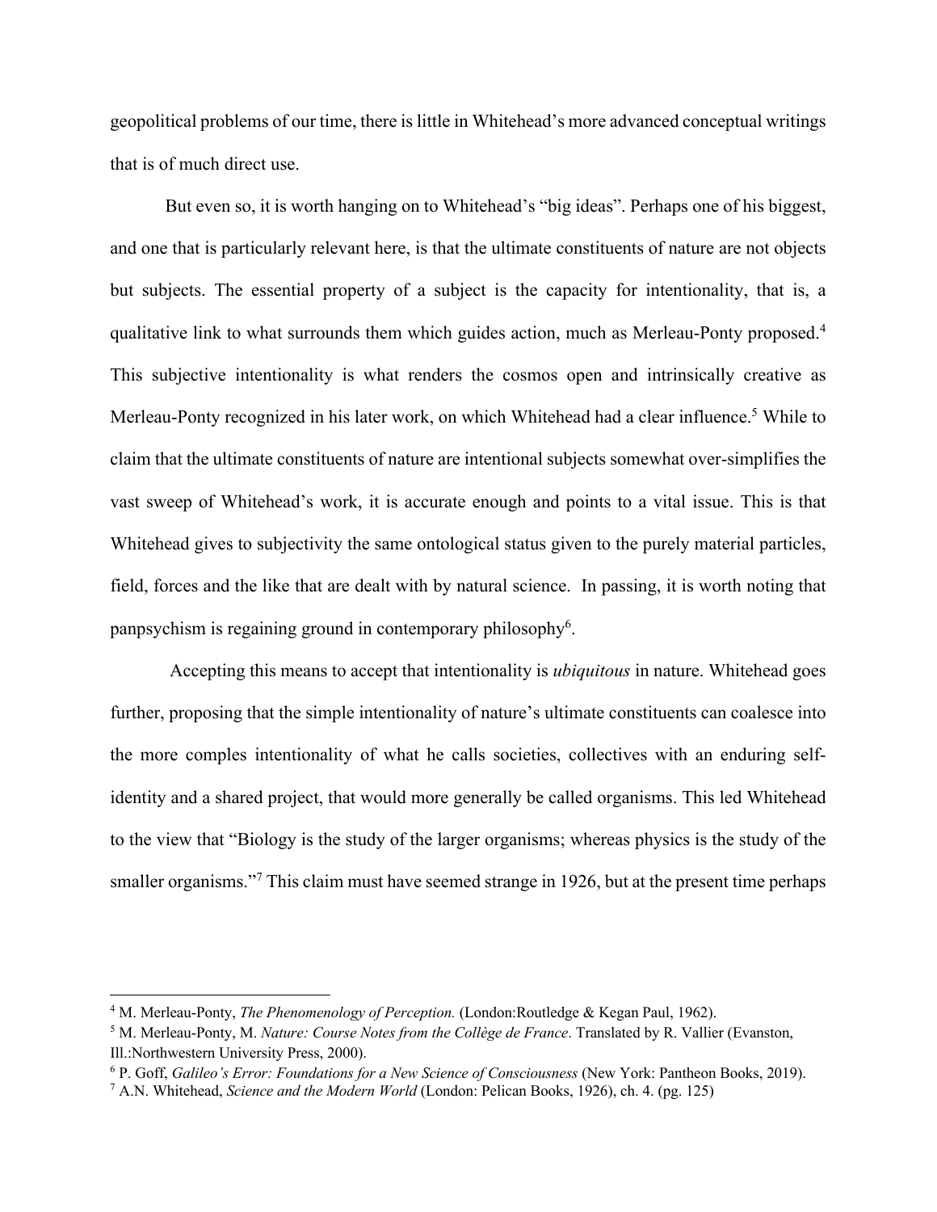geopolitical problems of our time, there is little in Whitehead's more advanced conceptual writings that is of much direct use.

But even so, it is worth hanging on to Whitehead's "big ideas". Perhaps one of his biggest, and one that is particularly relevant here, is that the ultimate constituents of nature are not objects but subjects. The essential property of a subject is the capacity for intentionality, that is, a qualitative link to what surrounds them which guides action, much as Merleau-Ponty proposed.[4] This subjective intentionality is what renders the cosmos open and intrinsically creative as Merleau-Ponty recognized in his later work, on which Whitehead had a clear influence.[5] While to claim that the ultimate constituents of nature are intentional subjects somewhat over-simplifies the vast sweep of Whitehead's work, it is accurate enough and points to a vital issue. This is that Whitehead gives to subjectivity the same ontological status given to the purely material particles, field, forces and the like that are dealt with by natural science. In passing, it is worth noting that panpsychism is regaining ground in contemporary philosophy[6].

Accepting this means to accept that intentionality is *ubiquitous* in nature. Whitehead goes further, proposing that the simple intentionality of nature's ultimate constituents can coalesce into the more comples intentionality of what he calls societies, collectives with an enduring self-identity and a shared project, that would more generally be called organisms. This led Whitehead to the view that "Biology is the study of the larger organisms; whereas physics is the study of the smaller organisms."[7] This claim must have seemed strange in 1926, but at the present time perhaps

---

[4] M. Merleau-Ponty, *The Phenomenology of Perception.* (London:Routledge & Kegan Paul, 1962).

[5] M. Merleau-Ponty, M. *Nature: Course Notes from the Collège de France*. Translated by R. Vallier (Evanston, Ill.:Northwestern University Press, 2000).

[6] P. Goff, *Galileo's Error: Foundations for a New Science of Consciousness* (New York: Pantheon Books, 2019).

[7] A.N. Whitehead, *Science and the Modern World* (London: Pelican Books, 1926), ch. 4. (pg. 125)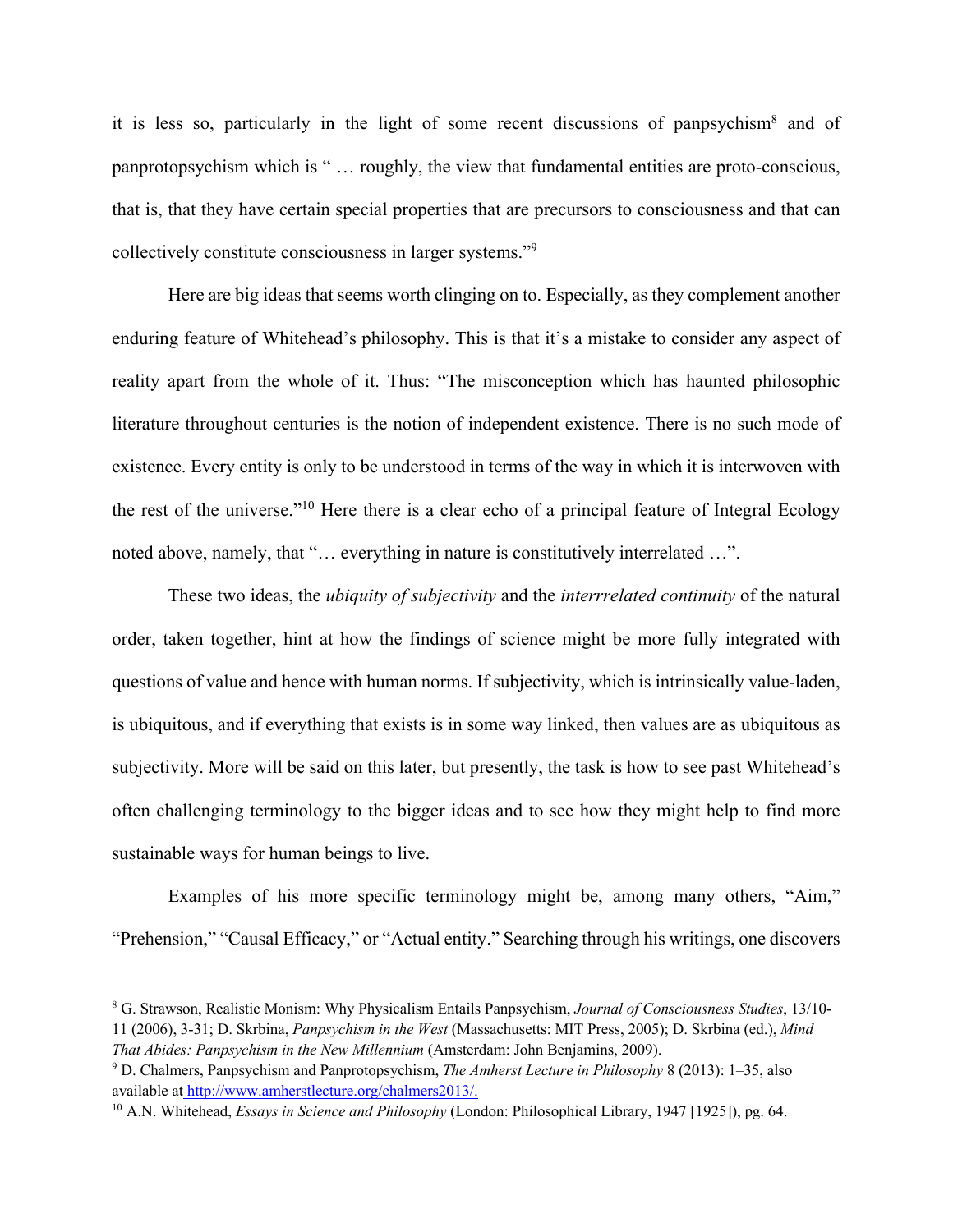it is less so, particularly in the light of some recent discussions of panpsychism[8] and of panprotopsychism which is " … roughly, the view that fundamental entities are proto-conscious, that is, that they have certain special properties that are precursors to consciousness and that can collectively constitute consciousness in larger systems."[9]

Here are big ideas that seems worth clinging on to. Especially, as they complement another enduring feature of Whitehead's philosophy. This is that it's a mistake to consider any aspect of reality apart from the whole of it. Thus: "The misconception which has haunted philosophic literature throughout centuries is the notion of independent existence. There is no such mode of existence. Every entity is only to be understood in terms of the way in which it is interwoven with the rest of the universe."[10] Here there is a clear echo of a principal feature of Integral Ecology noted above, namely, that "… everything in nature is constitutively interrelated …".

These two ideas, the *ubiquity of subjectivity* and the *interrrelated continuity* of the natural order, taken together, hint at how the findings of science might be more fully integrated with questions of value and hence with human norms. If subjectivity, which is intrinsically value-laden, is ubiquitous, and if everything that exists is in some way linked, then values are as ubiquitous as subjectivity. More will be said on this later, but presently, the task is how to see past Whitehead's often challenging terminology to the bigger ideas and to see how they might help to find more sustainable ways for human beings to live.

Examples of his more specific terminology might be, among many others, "Aim," "Prehension," "Causal Efficacy," or "Actual entity." Searching through his writings, one discovers

---

[8] G. Strawson, Realistic Monism: Why Physicalism Entails Panpsychism, *Journal of Consciousness Studies*, 13/10-11 (2006), 3-31; D. Skrbina, *Panpsychism in the West* (Massachusetts: MIT Press, 2005); D. Skrbina (ed.), *Mind That Abides: Panpsychism in the New Millennium* (Amsterdam: John Benjamins, 2009).

[9] D. Chalmers, Panpsychism and Panprotopsychism, *The Amherst Lecture in Philosophy* 8 (2013): 1–35, also available at http://www.amherstlecture.org/chalmers2013/.

[10] A.N. Whitehead, *Essays in Science and Philosophy* (London: Philosophical Library, 1947 [1925]), pg. 64.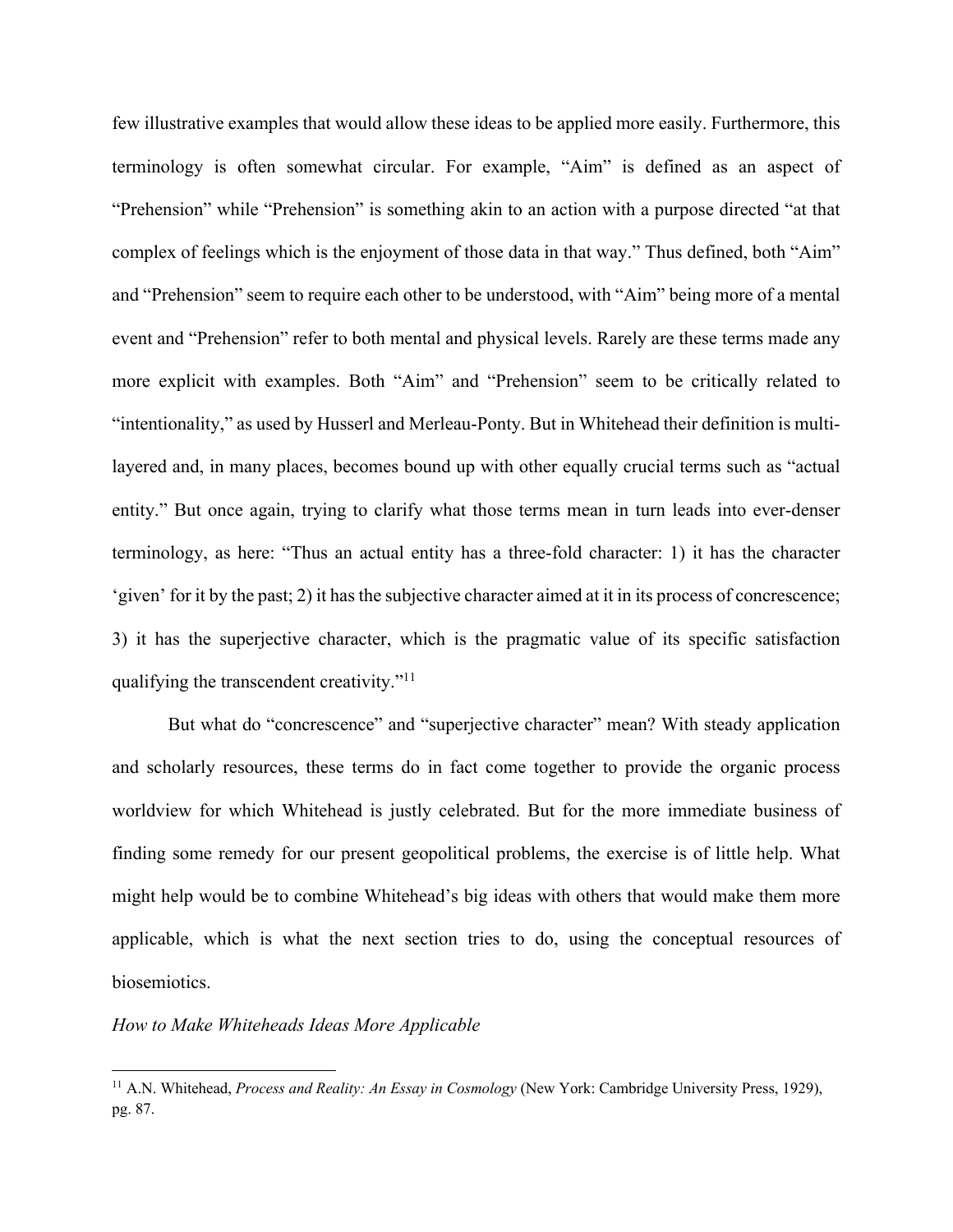few illustrative examples that would allow these ideas to be applied more easily. Furthermore, this terminology is often somewhat circular. For example, "Aim" is defined as an aspect of "Prehension" while "Prehension" is something akin to an action with a purpose directed "at that complex of feelings which is the enjoyment of those data in that way." Thus defined, both "Aim" and "Prehension" seem to require each other to be understood, with "Aim" being more of a mental event and "Prehension" refer to both mental and physical levels. Rarely are these terms made any more explicit with examples. Both "Aim" and "Prehension" seem to be critically related to "intentionality," as used by Husserl and Merleau-Ponty. But in Whitehead their definition is multi-layered and, in many places, becomes bound up with other equally crucial terms such as "actual entity." But once again, trying to clarify what those terms mean in turn leads into ever-denser terminology, as here: "Thus an actual entity has a three-fold character: 1) it has the character 'given' for it by the past; 2) it has the subjective character aimed at it in its process of concrescence; 3) it has the superjective character, which is the pragmatic value of its specific satisfaction qualifying the transcendent creativity."[11]

But what do "concrescence" and "superjective character" mean? With steady application and scholarly resources, these terms do in fact come together to provide the organic process worldview for which Whitehead is justly celebrated. But for the more immediate business of finding some remedy for our present geopolitical problems, the exercise is of little help. What might help would be to combine Whitehead's big ideas with others that would make them more applicable, which is what the next section tries to do, using the conceptual resources of biosemiotics.

*How to Make Whiteheads Ideas More Applicable*

[11] A.N. Whitehead, *Process and Reality: An Essay in Cosmology* (New York: Cambridge University Press, 1929), pg. 87.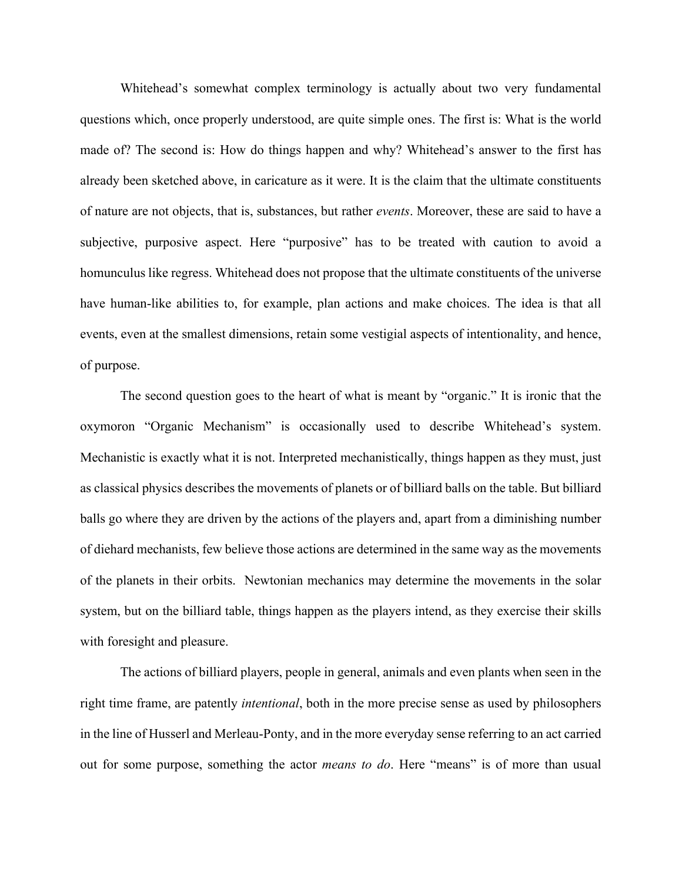Whitehead's somewhat complex terminology is actually about two very fundamental questions which, once properly understood, are quite simple ones. The first is: What is the world made of? The second is: How do things happen and why? Whitehead's answer to the first has already been sketched above, in caricature as it were. It is the claim that the ultimate constituents of nature are not objects, that is, substances, but rather *events*. Moreover, these are said to have a subjective, purposive aspect. Here "purposive" has to be treated with caution to avoid a homunculus like regress. Whitehead does not propose that the ultimate constituents of the universe have human-like abilities to, for example, plan actions and make choices. The idea is that all events, even at the smallest dimensions, retain some vestigial aspects of intentionality, and hence, of purpose.

The second question goes to the heart of what is meant by "organic." It is ironic that the oxymoron "Organic Mechanism" is occasionally used to describe Whitehead's system. Mechanistic is exactly what it is not. Interpreted mechanistically, things happen as they must, just as classical physics describes the movements of planets or of billiard balls on the table. But billiard balls go where they are driven by the actions of the players and, apart from a diminishing number of diehard mechanists, few believe those actions are determined in the same way as the movements of the planets in their orbits. Newtonian mechanics may determine the movements in the solar system, but on the billiard table, things happen as the players intend, as they exercise their skills with foresight and pleasure.

The actions of billiard players, people in general, animals and even plants when seen in the right time frame, are patently *intentional*, both in the more precise sense as used by philosophers in the line of Husserl and Merleau-Ponty, and in the more everyday sense referring to an act carried out for some purpose, something the actor *means to do*. Here "means" is of more than usual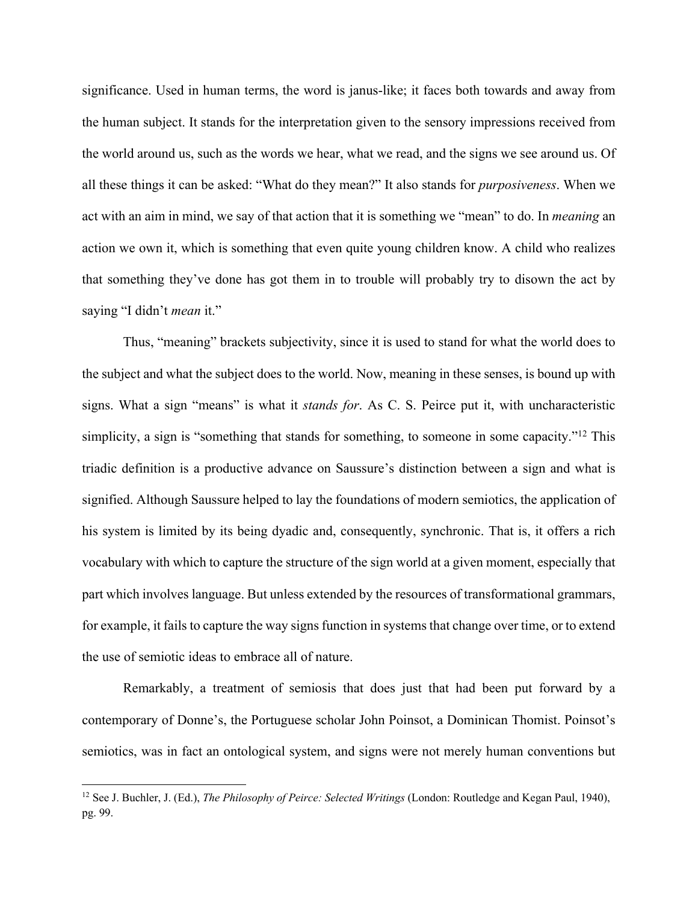significance. Used in human terms, the word is janus-like; it faces both towards and away from the human subject. It stands for the interpretation given to the sensory impressions received from the world around us, such as the words we hear, what we read, and the signs we see around us. Of all these things it can be asked: "What do they mean?" It also stands for *purposiveness*. When we act with an aim in mind, we say of that action that it is something we "mean" to do. In *meaning* an action we own it, which is something that even quite young children know. A child who realizes that something they've done has got them in to trouble will probably try to disown the act by saying "I didn't *mean* it."

Thus, "meaning" brackets subjectivity, since it is used to stand for what the world does to the subject and what the subject does to the world. Now, meaning in these senses, is bound up with signs. What a sign "means" is what it *stands for*. As C. S. Peirce put it, with uncharacteristic simplicity, a sign is "something that stands for something, to someone in some capacity."[12] This triadic definition is a productive advance on Saussure's distinction between a sign and what is signified. Although Saussure helped to lay the foundations of modern semiotics, the application of his system is limited by its being dyadic and, consequently, synchronic. That is, it offers a rich vocabulary with which to capture the structure of the sign world at a given moment, especially that part which involves language. But unless extended by the resources of transformational grammars, for example, it fails to capture the way signs function in systems that change over time, or to extend the use of semiotic ideas to embrace all of nature.

Remarkably, a treatment of semiosis that does just that had been put forward by a contemporary of Donne's, the Portuguese scholar John Poinsot, a Dominican Thomist. Poinsot's semiotics, was in fact an ontological system, and signs were not merely human conventions but

[12] See J. Buchler, J. (Ed.), *The Philosophy of Peirce: Selected Writings* (London: Routledge and Kegan Paul, 1940), pg. 99.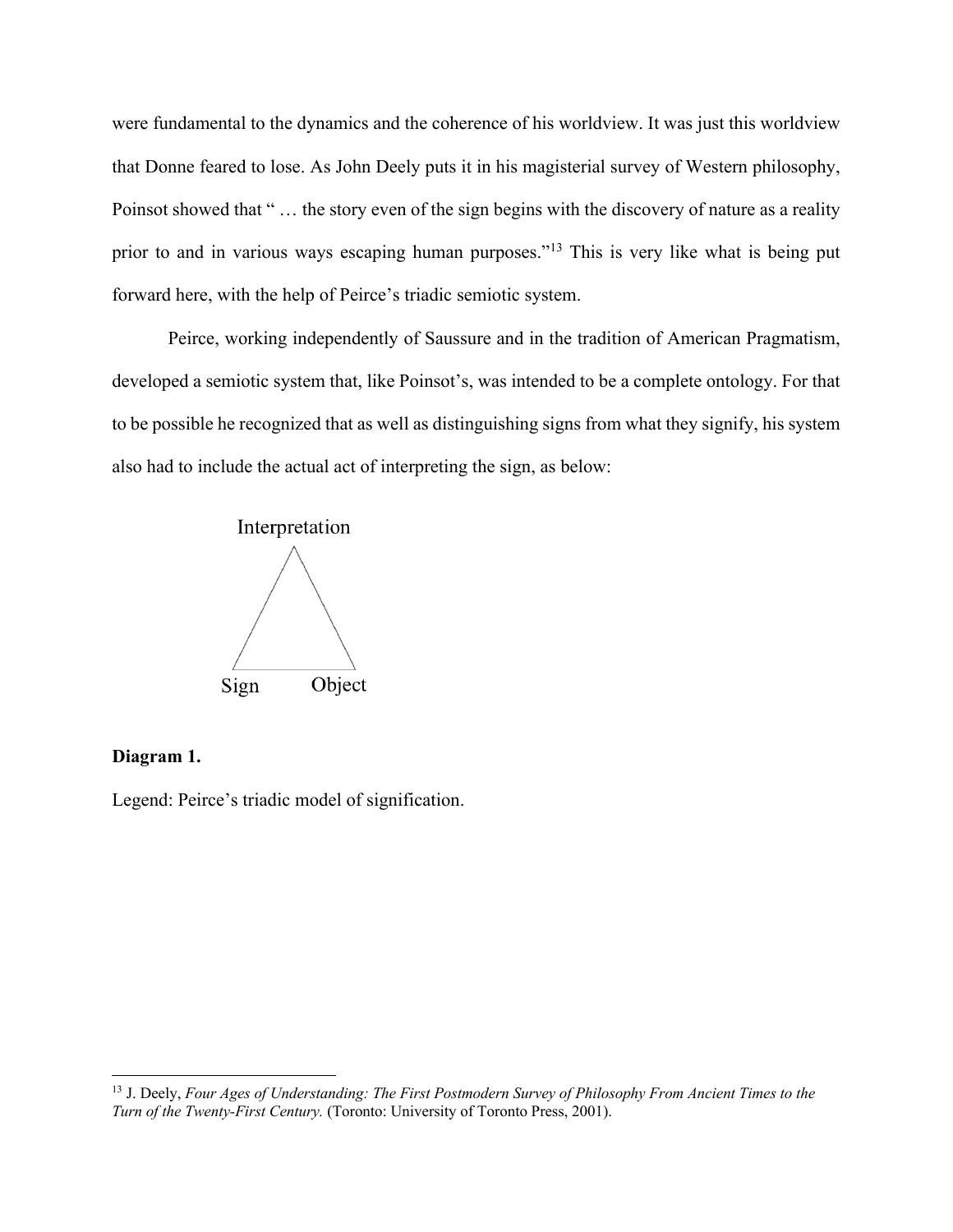were fundamental to the dynamics and the coherence of his worldview. It was just this worldview that Donne feared to lose. As John Deely puts it in his magisterial survey of Western philosophy, Poinsot showed that " … the story even of the sign begins with the discovery of nature as a reality prior to and in various ways escaping human purposes."[13] This is very like what is being put forward here, with the help of Peirce's triadic semiotic system.

Peirce, working independently of Saussure and in the tradition of American Pragmatism, developed a semiotic system that, like Poinsot's, was intended to be a complete ontology. For that to be possible he recognized that as well as distinguishing signs from what they signify, his system also had to include the actual act of interpreting the sign, as below:

Interpretation

Sign Object

**Diagram 1.**

Legend: Peirce's triadic model of signification.

[13] J. Deely, *Four Ages of Understanding: The First Postmodern Survey of Philosophy From Ancient Times to the Turn of the Twenty-First Century.* (Toronto: University of Toronto Press, 2001).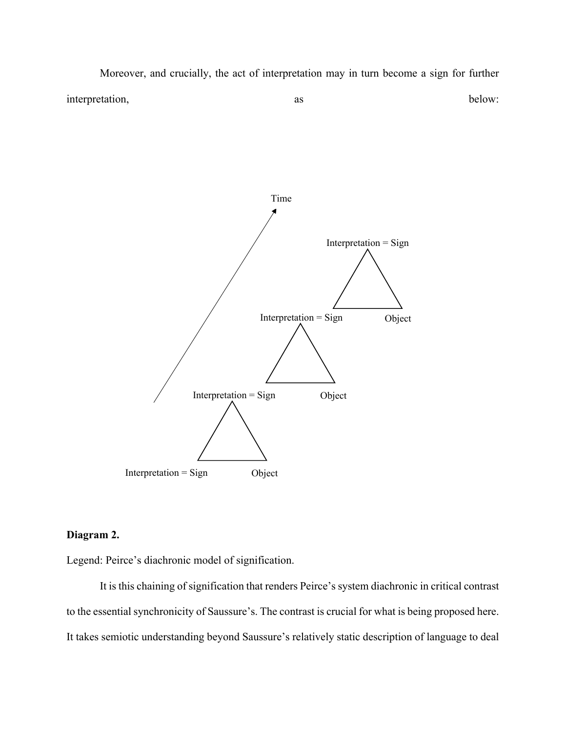Moreover, and crucially, the act of interpretation may in turn become a sign for further interpretation, as below:

Time

Interpretation = Sign

Interpretation = Sign Object

Interpretation = Sign Object

Interpretation = Sign Object

**Diagram 2.**

Legend: Peirce's diachronic model of signification.

It is this chaining of signification that renders Peirce's system diachronic in critical contrast to the essential synchronicity of Saussure's. The contrast is crucial for what is being proposed here. It takes semiotic understanding beyond Saussure's relatively static description of language to deal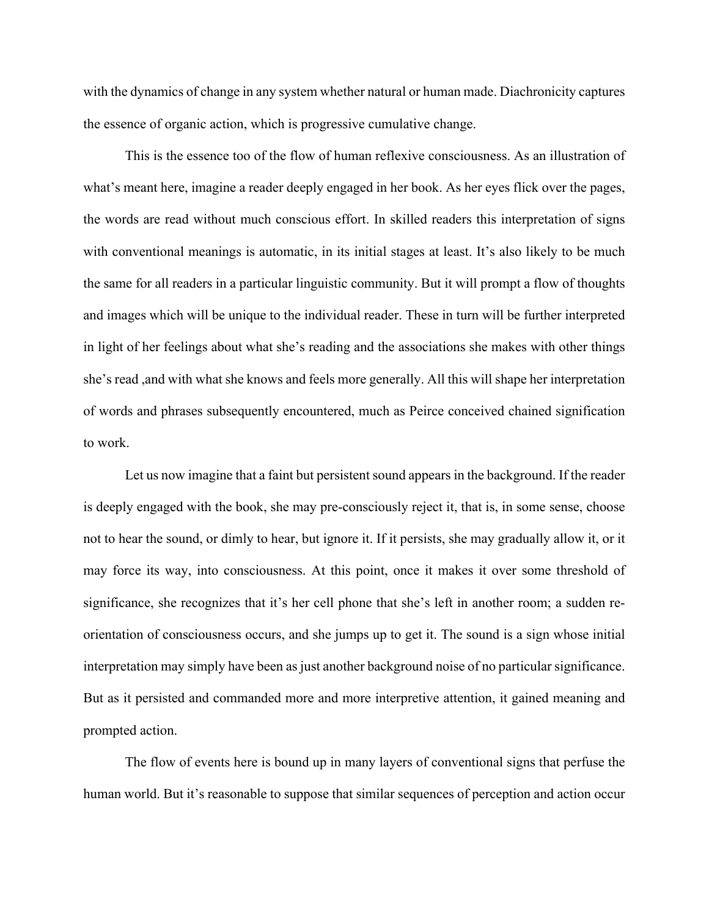with the dynamics of change in any system whether natural or human made. Diachronicity captures the essence of organic action, which is progressive cumulative change.

This is the essence too of the flow of human reflexive consciousness. As an illustration of what's meant here, imagine a reader deeply engaged in her book. As her eyes flick over the pages, the words are read without much conscious effort. In skilled readers this interpretation of signs with conventional meanings is automatic, in its initial stages at least. It's also likely to be much the same for all readers in a particular linguistic community. But it will prompt a flow of thoughts and images which will be unique to the individual reader. These in turn will be further interpreted in light of her feelings about what she's reading and the associations she makes with other things she's read ,and with what she knows and feels more generally. All this will shape her interpretation of words and phrases subsequently encountered, much as Peirce conceived chained signification to work.

Let us now imagine that a faint but persistent sound appears in the background. If the reader is deeply engaged with the book, she may pre-consciously reject it, that is, in some sense, choose not to hear the sound, or dimly to hear, but ignore it. If it persists, she may gradually allow it, or it may force its way, into consciousness. At this point, once it makes it over some threshold of significance, she recognizes that it's her cell phone that she's left in another room; a sudden re-orientation of consciousness occurs, and she jumps up to get it. The sound is a sign whose initial interpretation may simply have been as just another background noise of no particular significance. But as it persisted and commanded more and more interpretive attention, it gained meaning and prompted action.

The flow of events here is bound up in many layers of conventional signs that perfuse the human world. But it's reasonable to suppose that similar sequences of perception and action occur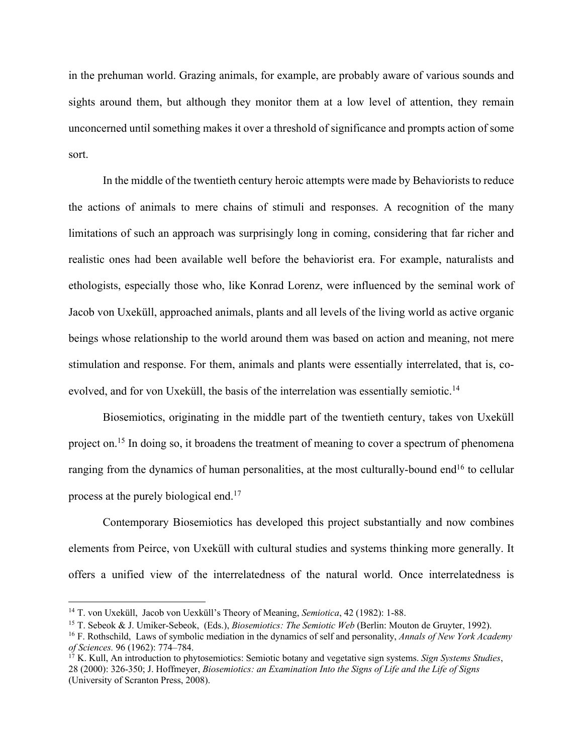in the prehuman world. Grazing animals, for example, are probably aware of various sounds and sights around them, but although they monitor them at a low level of attention, they remain unconcerned until something makes it over a threshold of significance and prompts action of some sort.

In the middle of the twentieth century heroic attempts were made by Behaviorists to reduce the actions of animals to mere chains of stimuli and responses. A recognition of the many limitations of such an approach was surprisingly long in coming, considering that far richer and realistic ones had been available well before the behaviorist era. For example, naturalists and ethologists, especially those who, like Konrad Lorenz, were influenced by the seminal work of Jacob von Uxeküll, approached animals, plants and all levels of the living world as active organic beings whose relationship to the world around them was based on action and meaning, not mere stimulation and response. For them, animals and plants were essentially interrelated, that is, co-evolved, and for von Uxeküll, the basis of the interrelation was essentially semiotic.[14]

Biosemiotics, originating in the middle part of the twentieth century, takes von Uxeküll project on.[15] In doing so, it broadens the treatment of meaning to cover a spectrum of phenomena ranging from the dynamics of human personalities, at the most culturally-bound end[16] to cellular process at the purely biological end.[17]

Contemporary Biosemiotics has developed this project substantially and now combines elements from Peirce, von Uxeküll with cultural studies and systems thinking more generally. It offers a unified view of the interrelatedness of the natural world. Once interrelatedness is

---

[14] T. von Uxeküll, Jacob von Uexküll's Theory of Meaning, *Semiotica*, 42 (1982): 1-88.

[15] T. Sebeok & J. Umiker-Sebeok, (Eds.), *Biosemiotics: The Semiotic Web* (Berlin: Mouton de Gruyter, 1992).

[16] F. Rothschild, Laws of symbolic mediation in the dynamics of self and personality, *Annals of New York Academy of Sciences.* 96 (1962): 774–784.

[17] K. Kull, An introduction to phytosemiotics: Semiotic botany and vegetative sign systems. *Sign Systems Studies*, 28 (2000): 326-350; J. Hoffmeyer, *Biosemiotics: an Examination Into the Signs of Life and the Life of Signs* (University of Scranton Press, 2008).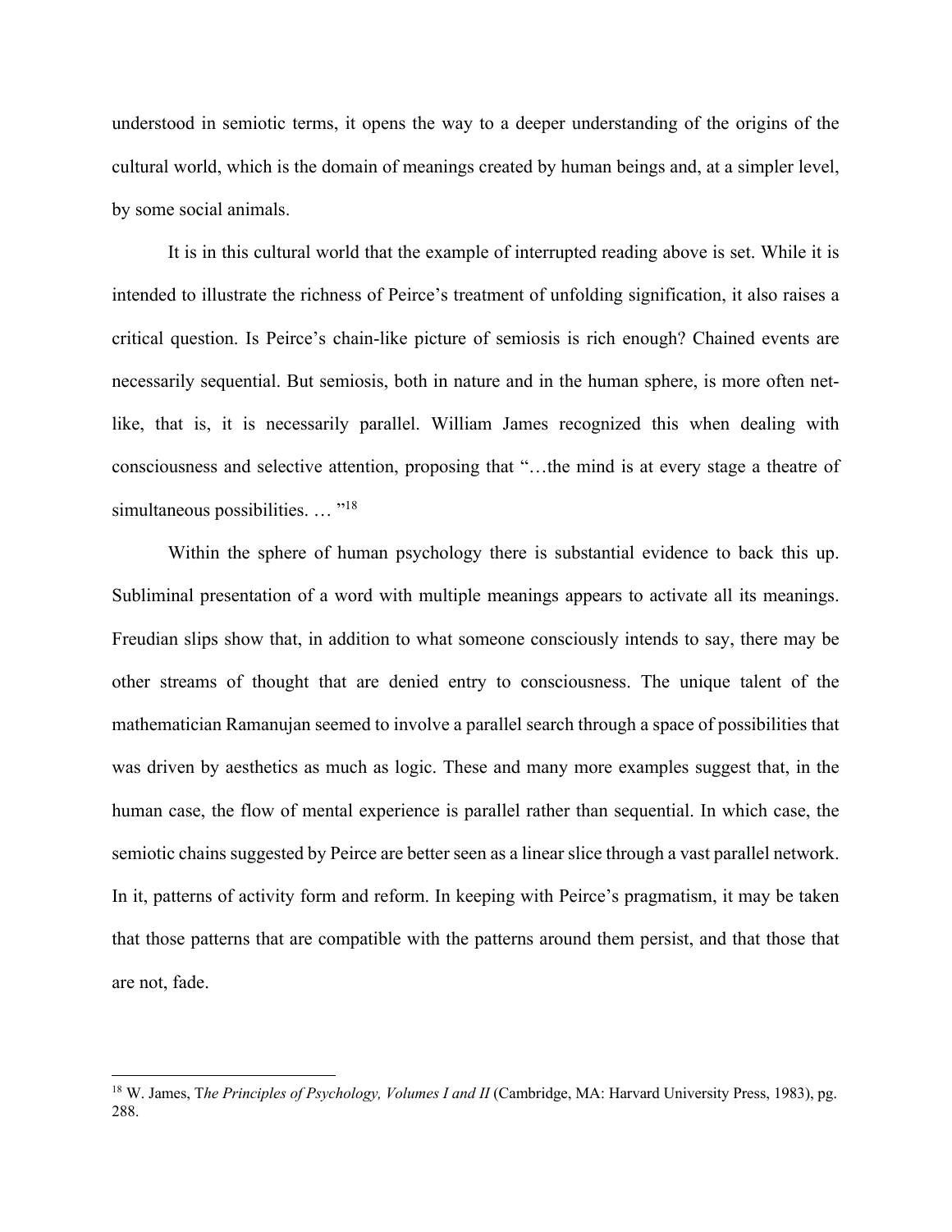understood in semiotic terms, it opens the way to a deeper understanding of the origins of the cultural world, which is the domain of meanings created by human beings and, at a simpler level, by some social animals.

It is in this cultural world that the example of interrupted reading above is set. While it is intended to illustrate the richness of Peirce's treatment of unfolding signification, it also raises a critical question. Is Peirce's chain-like picture of semiosis is rich enough? Chained events are necessarily sequential. But semiosis, both in nature and in the human sphere, is more often net-like, that is, it is necessarily parallel. William James recognized this when dealing with consciousness and selective attention, proposing that "…the mind is at every stage a theatre of simultaneous possibilities. … "[18]

Within the sphere of human psychology there is substantial evidence to back this up. Subliminal presentation of a word with multiple meanings appears to activate all its meanings. Freudian slips show that, in addition to what someone consciously intends to say, there may be other streams of thought that are denied entry to consciousness. The unique talent of the mathematician Ramanujan seemed to involve a parallel search through a space of possibilities that was driven by aesthetics as much as logic. These and many more examples suggest that, in the human case, the flow of mental experience is parallel rather than sequential. In which case, the semiotic chains suggested by Peirce are better seen as a linear slice through a vast parallel network. In it, patterns of activity form and reform. In keeping with Peirce's pragmatism, it may be taken that those patterns that are compatible with the patterns around them persist, and that those that are not, fade.

---

[18] W. James, T*he Principles of Psychology, Volumes I and II* (Cambridge, MA: Harvard University Press, 1983), pg. 288.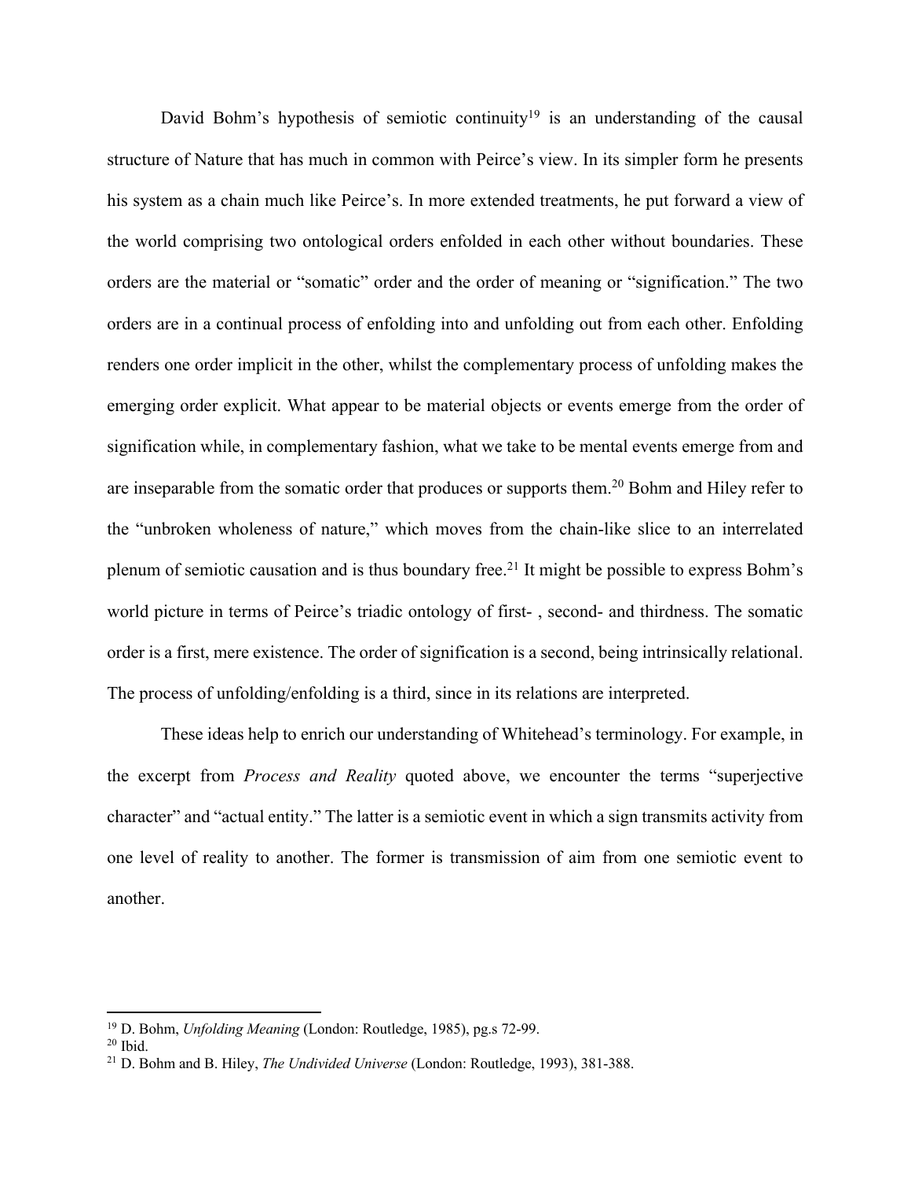David Bohm's hypothesis of semiotic continuity[19] is an understanding of the causal structure of Nature that has much in common with Peirce's view. In its simpler form he presents his system as a chain much like Peirce's. In more extended treatments, he put forward a view of the world comprising two ontological orders enfolded in each other without boundaries. These orders are the material or "somatic" order and the order of meaning or "signification." The two orders are in a continual process of enfolding into and unfolding out from each other. Enfolding renders one order implicit in the other, whilst the complementary process of unfolding makes the emerging order explicit. What appear to be material objects or events emerge from the order of signification while, in complementary fashion, what we take to be mental events emerge from and are inseparable from the somatic order that produces or supports them.[20] Bohm and Hiley refer to the "unbroken wholeness of nature," which moves from the chain-like slice to an interrelated plenum of semiotic causation and is thus boundary free.[21] It might be possible to express Bohm's world picture in terms of Peirce's triadic ontology of first- , second- and thirdness. The somatic order is a first, mere existence. The order of signification is a second, being intrinsically relational. The process of unfolding/enfolding is a third, since in its relations are interpreted.

These ideas help to enrich our understanding of Whitehead's terminology. For example, in the excerpt from *Process and Reality* quoted above, we encounter the terms "superjective character" and "actual entity." The latter is a semiotic event in which a sign transmits activity from one level of reality to another. The former is transmission of aim from one semiotic event to another.

---

[19] D. Bohm, *Unfolding Meaning* (London: Routledge, 1985), pg.s 72-99.

[20] Ibid.

[21] D. Bohm and B. Hiley, *The Undivided Universe* (London: Routledge, 1993), 381-388.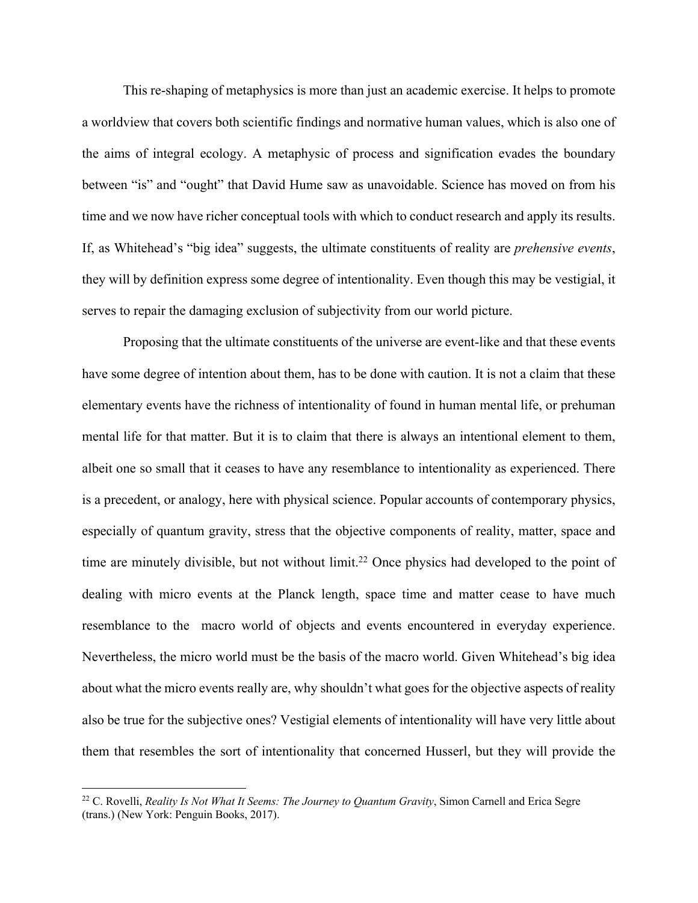This re-shaping of metaphysics is more than just an academic exercise. It helps to promote a worldview that covers both scientific findings and normative human values, which is also one of the aims of integral ecology. A metaphysic of process and signification evades the boundary between "is" and "ought" that David Hume saw as unavoidable. Science has moved on from his time and we now have richer conceptual tools with which to conduct research and apply its results. If, as Whitehead's "big idea" suggests, the ultimate constituents of reality are *prehensive events*, they will by definition express some degree of intentionality. Even though this may be vestigial, it serves to repair the damaging exclusion of subjectivity from our world picture.

Proposing that the ultimate constituents of the universe are event-like and that these events have some degree of intention about them, has to be done with caution. It is not a claim that these elementary events have the richness of intentionality of found in human mental life, or prehuman mental life for that matter. But it is to claim that there is always an intentional element to them, albeit one so small that it ceases to have any resemblance to intentionality as experienced. There is a precedent, or analogy, here with physical science. Popular accounts of contemporary physics, especially of quantum gravity, stress that the objective components of reality, matter, space and time are minutely divisible, but not without limit.[22] Once physics had developed to the point of dealing with micro events at the Planck length, space time and matter cease to have much resemblance to the macro world of objects and events encountered in everyday experience. Nevertheless, the micro world must be the basis of the macro world. Given Whitehead's big idea about what the micro events really are, why shouldn't what goes for the objective aspects of reality also be true for the subjective ones? Vestigial elements of intentionality will have very little about them that resembles the sort of intentionality that concerned Husserl, but they will provide the

[22] C. Rovelli, *Reality Is Not What It Seems: The Journey to Quantum Gravity*, Simon Carnell and Erica Segre (trans.) (New York: Penguin Books, 2017).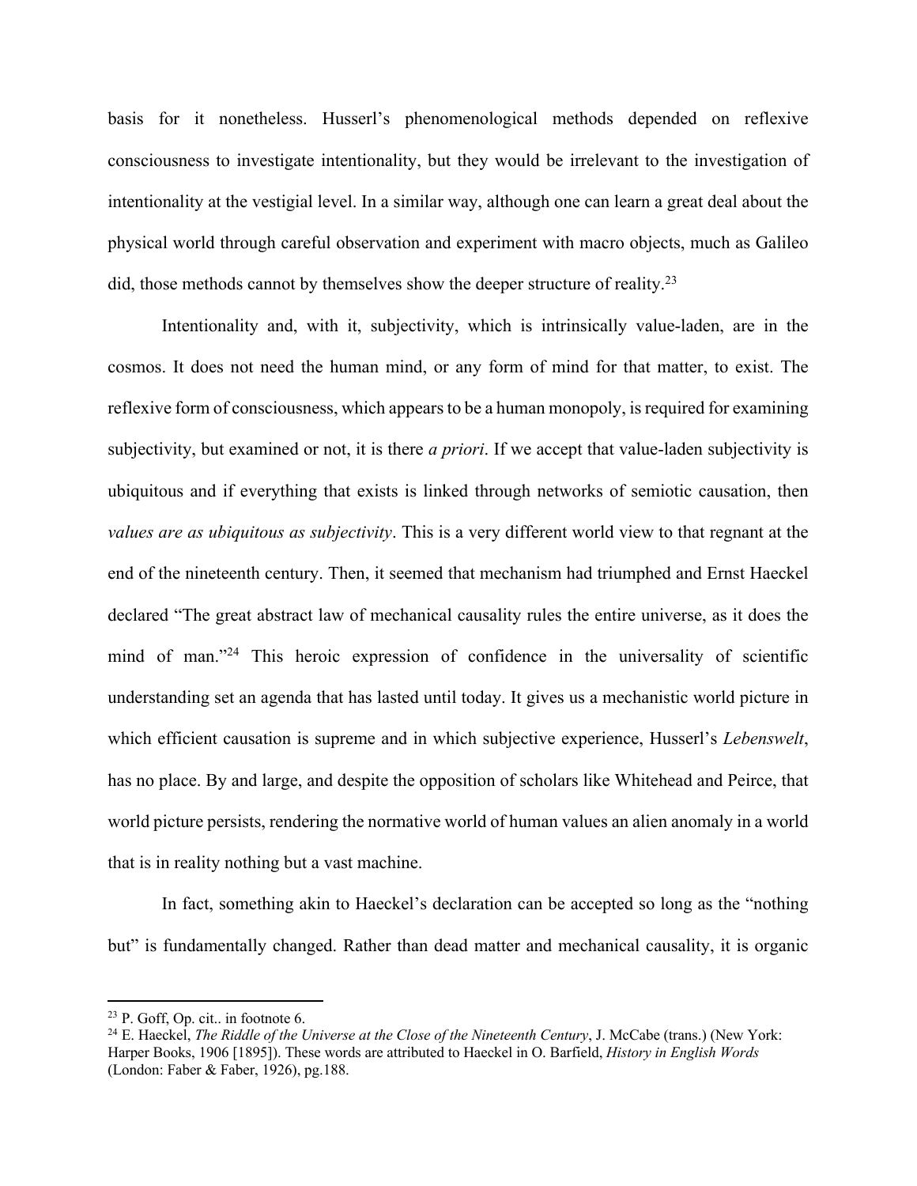basis for it nonetheless. Husserl's phenomenological methods depended on reflexive consciousness to investigate intentionality, but they would be irrelevant to the investigation of intentionality at the vestigial level. In a similar way, although one can learn a great deal about the physical world through careful observation and experiment with macro objects, much as Galileo did, those methods cannot by themselves show the deeper structure of reality.[23]

Intentionality and, with it, subjectivity, which is intrinsically value-laden, are in the cosmos. It does not need the human mind, or any form of mind for that matter, to exist. The reflexive form of consciousness, which appears to be a human monopoly, is required for examining subjectivity, but examined or not, it is there *a priori*. If we accept that value-laden subjectivity is ubiquitous and if everything that exists is linked through networks of semiotic causation, then *values are as ubiquitous as subjectivity*. This is a very different world view to that regnant at the end of the nineteenth century. Then, it seemed that mechanism had triumphed and Ernst Haeckel declared "The great abstract law of mechanical causality rules the entire universe, as it does the mind of man."[24] This heroic expression of confidence in the universality of scientific understanding set an agenda that has lasted until today. It gives us a mechanistic world picture in which efficient causation is supreme and in which subjective experience, Husserl's *Lebenswelt*, has no place. By and large, and despite the opposition of scholars like Whitehead and Peirce, that world picture persists, rendering the normative world of human values an alien anomaly in a world that is in reality nothing but a vast machine.

In fact, something akin to Haeckel's declaration can be accepted so long as the "nothing but" is fundamentally changed. Rather than dead matter and mechanical causality, it is organic

---

[23] P. Goff, Op. cit.. in footnote 6.

[24] E. Haeckel, *The Riddle of the Universe at the Close of the Nineteenth Century*, J. McCabe (trans.) (New York: Harper Books, 1906 [1895]). These words are attributed to Haeckel in O. Barfield, *History in English Words* (London: Faber & Faber, 1926), pg.188.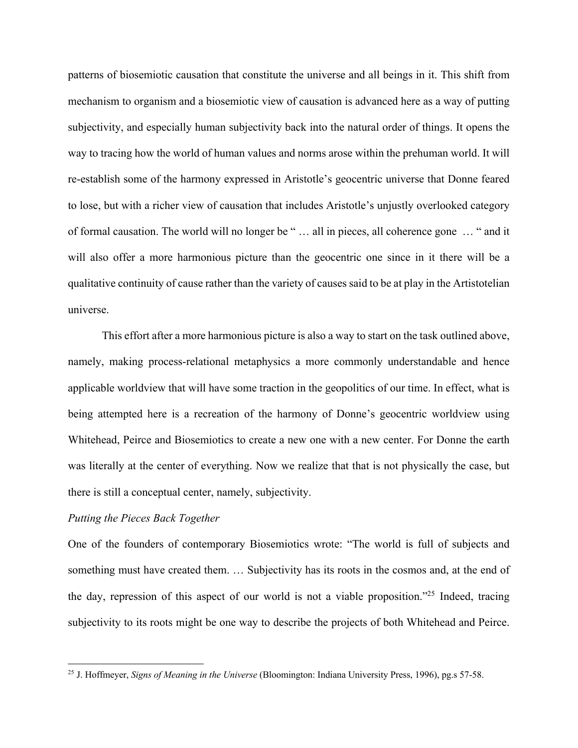patterns of biosemiotic causation that constitute the universe and all beings in it. This shift from mechanism to organism and a biosemiotic view of causation is advanced here as a way of putting subjectivity, and especially human subjectivity back into the natural order of things. It opens the way to tracing how the world of human values and norms arose within the prehuman world. It will re-establish some of the harmony expressed in Aristotle's geocentric universe that Donne feared to lose, but with a richer view of causation that includes Aristotle's unjustly overlooked category of formal causation. The world will no longer be " … all in pieces, all coherence gone … " and it will also offer a more harmonious picture than the geocentric one since in it there will be a qualitative continuity of cause rather than the variety of causes said to be at play in the Artistotelian universe.

This effort after a more harmonious picture is also a way to start on the task outlined above, namely, making process-relational metaphysics a more commonly understandable and hence applicable worldview that will have some traction in the geopolitics of our time. In effect, what is being attempted here is a recreation of the harmony of Donne's geocentric worldview using Whitehead, Peirce and Biosemiotics to create a new one with a new center. For Donne the earth was literally at the center of everything. Now we realize that that is not physically the case, but there is still a conceptual center, namely, subjectivity.

*Putting the Pieces Back Together*

One of the founders of contemporary Biosemiotics wrote: "The world is full of subjects and something must have created them. … Subjectivity has its roots in the cosmos and, at the end of the day, repression of this aspect of our world is not a viable proposition."[25] Indeed, tracing subjectivity to its roots might be one way to describe the projects of both Whitehead and Peirce.

---

[25] J. Hoffmeyer, *Signs of Meaning in the Universe* (Bloomington: Indiana University Press, 1996), pg.s 57-58.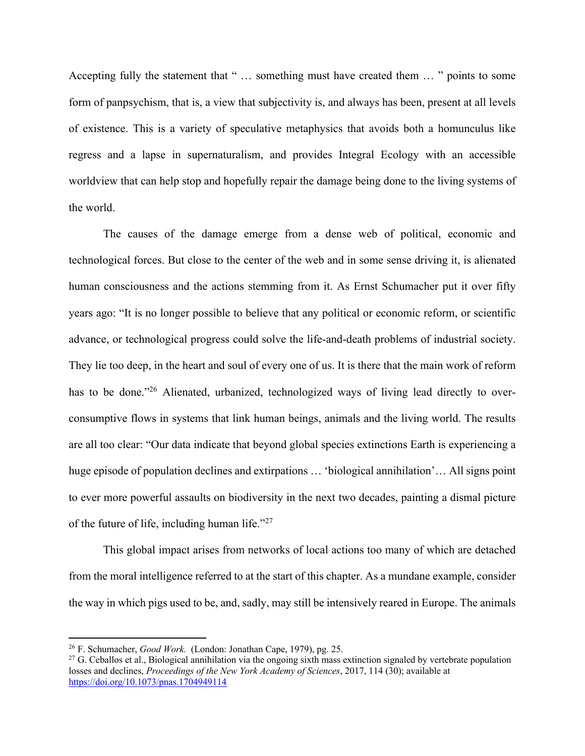Accepting fully the statement that " … something must have created them … " points to some form of panpsychism, that is, a view that subjectivity is, and always has been, present at all levels of existence. This is a variety of speculative metaphysics that avoids both a homunculus like regress and a lapse in supernaturalism, and provides Integral Ecology with an accessible worldview that can help stop and hopefully repair the damage being done to the living systems of the world.

The causes of the damage emerge from a dense web of political, economic and technological forces. But close to the center of the web and in some sense driving it, is alienated human consciousness and the actions stemming from it. As Ernst Schumacher put it over fifty years ago: "It is no longer possible to believe that any political or economic reform, or scientific advance, or technological progress could solve the life-and-death problems of industrial society. They lie too deep, in the heart and soul of every one of us. It is there that the main work of reform has to be done."[26] Alienated, urbanized, technologized ways of living lead directly to over-consumptive flows in systems that link human beings, animals and the living world. The results are all too clear: "Our data indicate that beyond global species extinctions Earth is experiencing a huge episode of population declines and extirpations … 'biological annihilation'… All signs point to ever more powerful assaults on biodiversity in the next two decades, painting a dismal picture of the future of life, including human life."[27]

This global impact arises from networks of local actions too many of which are detached from the moral intelligence referred to at the start of this chapter. As a mundane example, consider the way in which pigs used to be, and, sadly, may still be intensively reared in Europe. The animals

---

[26] F. Schumacher, *Good Work.* (London: Jonathan Cape, 1979), pg. 25.

[27] G. Ceballos et al., Biological annihilation via the ongoing sixth mass extinction signaled by vertebrate population losses and declines, *Proceedings of the New York Academy of Sciences*, 2017, 114 (30); available at https://doi.org/10.1073/pnas.1704949114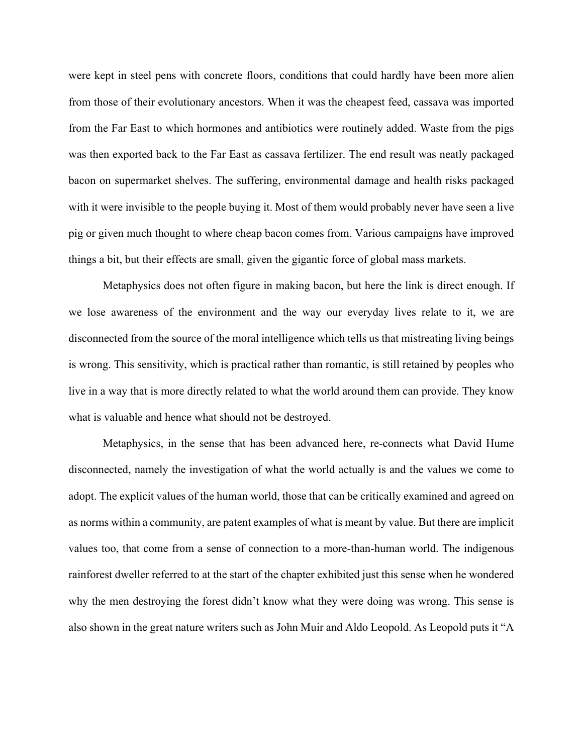were kept in steel pens with concrete floors, conditions that could hardly have been more alien from those of their evolutionary ancestors. When it was the cheapest feed, cassava was imported from the Far East to which hormones and antibiotics were routinely added. Waste from the pigs was then exported back to the Far East as cassava fertilizer. The end result was neatly packaged bacon on supermarket shelves. The suffering, environmental damage and health risks packaged with it were invisible to the people buying it. Most of them would probably never have seen a live pig or given much thought to where cheap bacon comes from. Various campaigns have improved things a bit, but their effects are small, given the gigantic force of global mass markets.

Metaphysics does not often figure in making bacon, but here the link is direct enough. If we lose awareness of the environment and the way our everyday lives relate to it, we are disconnected from the source of the moral intelligence which tells us that mistreating living beings is wrong. This sensitivity, which is practical rather than romantic, is still retained by peoples who live in a way that is more directly related to what the world around them can provide. They know what is valuable and hence what should not be destroyed.

Metaphysics, in the sense that has been advanced here, re-connects what David Hume disconnected, namely the investigation of what the world actually is and the values we come to adopt. The explicit values of the human world, those that can be critically examined and agreed on as norms within a community, are patent examples of what is meant by value. But there are implicit values too, that come from a sense of connection to a more-than-human world. The indigenous rainforest dweller referred to at the start of the chapter exhibited just this sense when he wondered why the men destroying the forest didn't know what they were doing was wrong. This sense is also shown in the great nature writers such as John Muir and Aldo Leopold. As Leopold puts it "A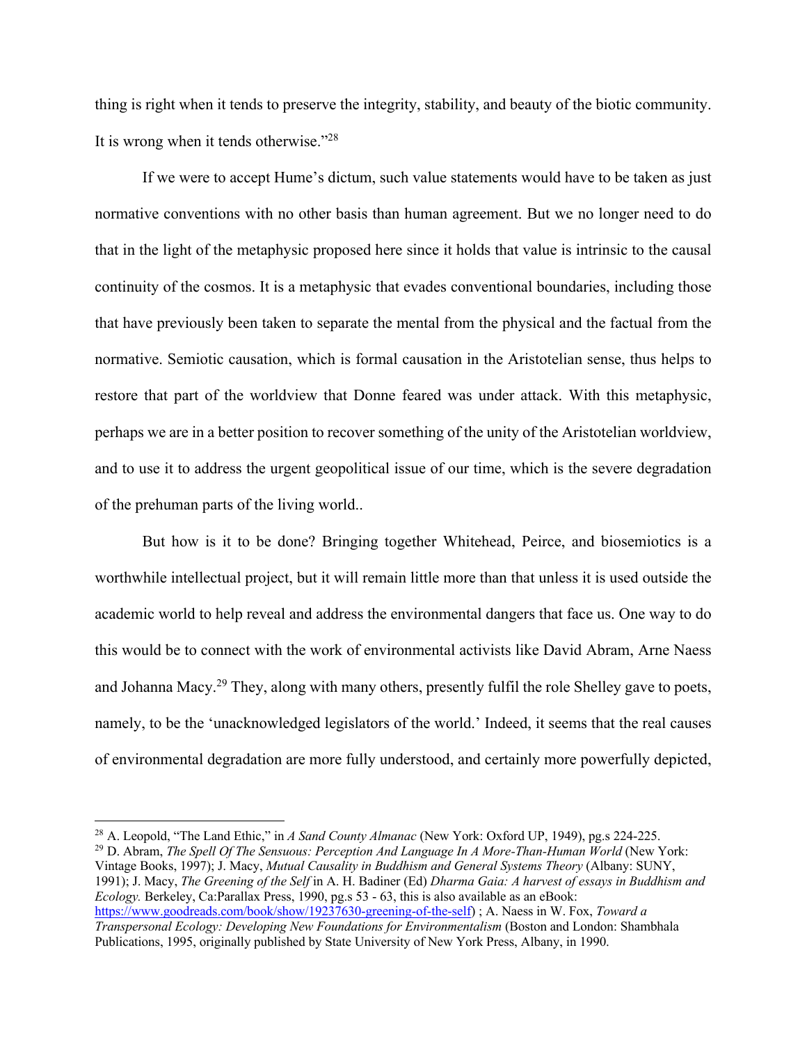thing is right when it tends to preserve the integrity, stability, and beauty of the biotic community. It is wrong when it tends otherwise."[28]

If we were to accept Hume's dictum, such value statements would have to be taken as just normative conventions with no other basis than human agreement. But we no longer need to do that in the light of the metaphysic proposed here since it holds that value is intrinsic to the causal continuity of the cosmos. It is a metaphysic that evades conventional boundaries, including those that have previously been taken to separate the mental from the physical and the factual from the normative. Semiotic causation, which is formal causation in the Aristotelian sense, thus helps to restore that part of the worldview that Donne feared was under attack. With this metaphysic, perhaps we are in a better position to recover something of the unity of the Aristotelian worldview, and to use it to address the urgent geopolitical issue of our time, which is the severe degradation of the prehuman parts of the living world..

But how is it to be done? Bringing together Whitehead, Peirce, and biosemiotics is a worthwhile intellectual project, but it will remain little more than that unless it is used outside the academic world to help reveal and address the environmental dangers that face us. One way to do this would be to connect with the work of environmental activists like David Abram, Arne Naess and Johanna Macy.[29] They, along with many others, presently fulfil the role Shelley gave to poets, namely, to be the 'unacknowledged legislators of the world.' Indeed, it seems that the real causes of environmental degradation are more fully understood, and certainly more powerfully depicted,

---

[28] A. Leopold, "The Land Ethic," in *A Sand County Almanac* (New York: Oxford UP, 1949), pg.s 224-225.

[29] D. Abram, *The Spell Of The Sensuous: Perception And Language In A More-Than-Human World* (New York: Vintage Books, 1997); J. Macy, *Mutual Causality in Buddhism and General Systems Theory* (Albany: SUNY, 1991); J. Macy, *The Greening of the Self* in A. H. Badiner (Ed) *Dharma Gaia: A harvest of essays in Buddhism and Ecology.* Berkeley, Ca:Parallax Press, 1990, pg.s 53 - 63, this is also available as an eBook: https://www.goodreads.com/book/show/19237630-greening-of-the-self) ; A. Naess in W. Fox, *Toward a Transpersonal Ecology: Developing New Foundations for Environmentalism* (Boston and London: Shambhala Publications, 1995, originally published by State University of New York Press, Albany, in 1990.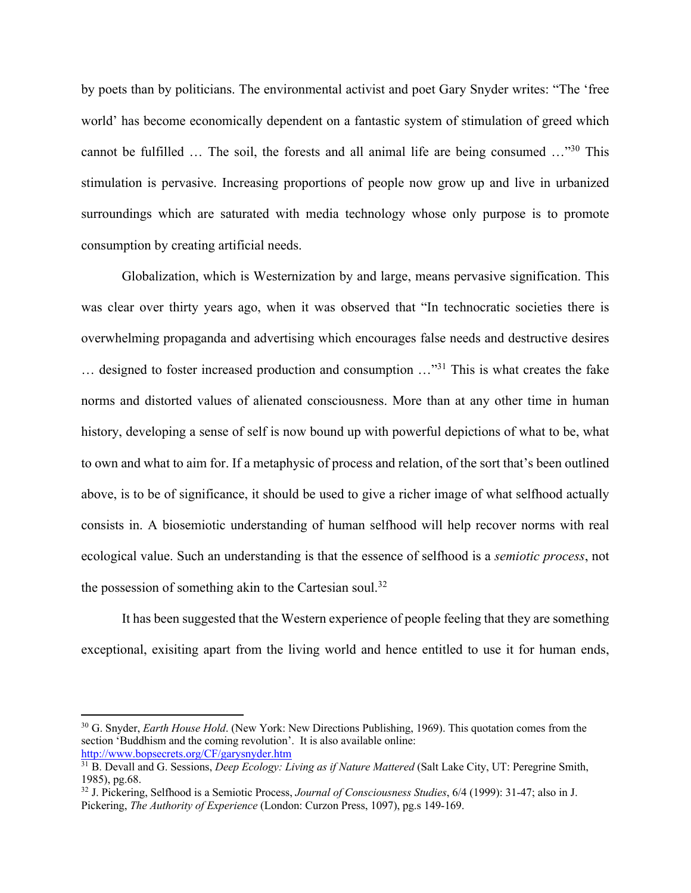by poets than by politicians. The environmental activist and poet Gary Snyder writes: "The 'free world' has become economically dependent on a fantastic system of stimulation of greed which cannot be fulfilled … The soil, the forests and all animal life are being consumed …"[30] This stimulation is pervasive. Increasing proportions of people now grow up and live in urbanized surroundings which are saturated with media technology whose only purpose is to promote consumption by creating artificial needs.

Globalization, which is Westernization by and large, means pervasive signification. This was clear over thirty years ago, when it was observed that "In technocratic societies there is overwhelming propaganda and advertising which encourages false needs and destructive desires … designed to foster increased production and consumption …"[31] This is what creates the fake norms and distorted values of alienated consciousness. More than at any other time in human history, developing a sense of self is now bound up with powerful depictions of what to be, what to own and what to aim for. If a metaphysic of process and relation, of the sort that's been outlined above, is to be of significance, it should be used to give a richer image of what selfhood actually consists in. A biosemiotic understanding of human selfhood will help recover norms with real ecological value. Such an understanding is that the essence of selfhood is a *semiotic process*, not the possession of something akin to the Cartesian soul.[32]

It has been suggested that the Western experience of people feeling that they are something exceptional, exisiting apart from the living world and hence entitled to use it for human ends,

---

[30] G. Snyder, *Earth House Hold*. (New York: New Directions Publishing, 1969). This quotation comes from the section 'Buddhism and the coming revolution'. It is also available online: http://www.bopsecrets.org/CF/garysnyder.htm

[31] B. Devall and G. Sessions, *Deep Ecology: Living as if Nature Mattered* (Salt Lake City, UT: Peregrine Smith, 1985), pg.68.

[32] J. Pickering, Selfhood is a Semiotic Process, *Journal of Consciousness Studies*, 6/4 (1999): 31-47; also in J. Pickering, *The Authority of Experience* (London: Curzon Press, 1097), pg.s 149-169.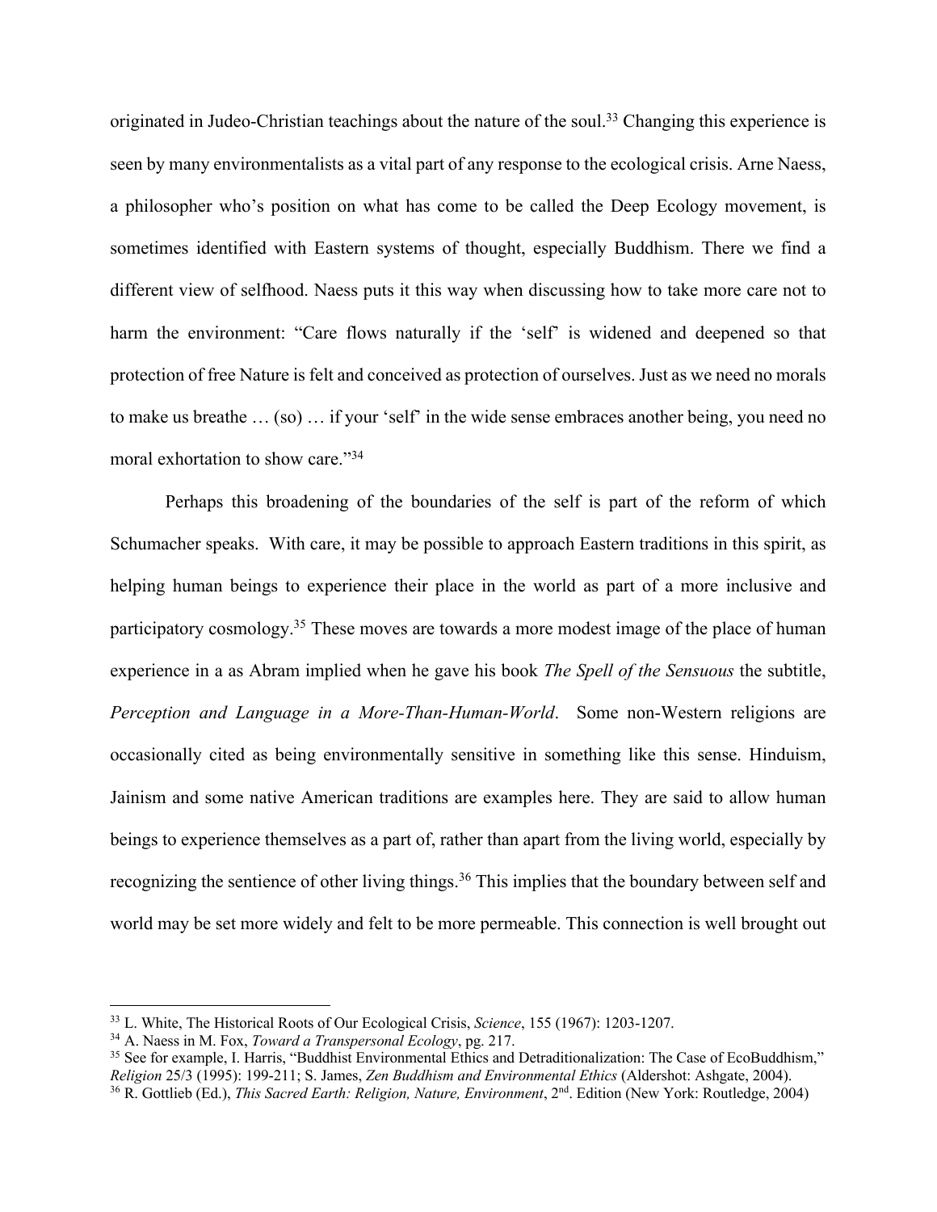originated in Judeo-Christian teachings about the nature of the soul.[33] Changing this experience is seen by many environmentalists as a vital part of any response to the ecological crisis. Arne Naess, a philosopher who's position on what has come to be called the Deep Ecology movement, is sometimes identified with Eastern systems of thought, especially Buddhism. There we find a different view of selfhood. Naess puts it this way when discussing how to take more care not to harm the environment: "Care flows naturally if the 'self' is widened and deepened so that protection of free Nature is felt and conceived as protection of ourselves. Just as we need no morals to make us breathe … (so) … if your 'self' in the wide sense embraces another being, you need no moral exhortation to show care."[34]

Perhaps this broadening of the boundaries of the self is part of the reform of which Schumacher speaks. With care, it may be possible to approach Eastern traditions in this spirit, as helping human beings to experience their place in the world as part of a more inclusive and participatory cosmology.[35] These moves are towards a more modest image of the place of human experience in a as Abram implied when he gave his book *The Spell of the Sensuous* the subtitle, *Perception and Language in a More-Than-Human-World*. Some non-Western religions are occasionally cited as being environmentally sensitive in something like this sense. Hinduism, Jainism and some native American traditions are examples here. They are said to allow human beings to experience themselves as a part of, rather than apart from the living world, especially by recognizing the sentience of other living things.[36] This implies that the boundary between self and world may be set more widely and felt to be more permeable. This connection is well brought out

---

[33] L. White, The Historical Roots of Our Ecological Crisis, *Science*, 155 (1967): 1203-1207.

[34] A. Naess in M. Fox, *Toward a Transpersonal Ecology*, pg. 217.

[35] See for example, I. Harris, "Buddhist Environmental Ethics and Detraditionalization: The Case of EcoBuddhism," *Religion* 25/3 (1995): 199-211; S. James, *Zen Buddhism and Environmental Ethics* (Aldershot: Ashgate, 2004).

[36] R. Gottlieb (Ed.), *This Sacred Earth: Religion, Nature, Environment*, 2nd. Edition (New York: Routledge, 2004)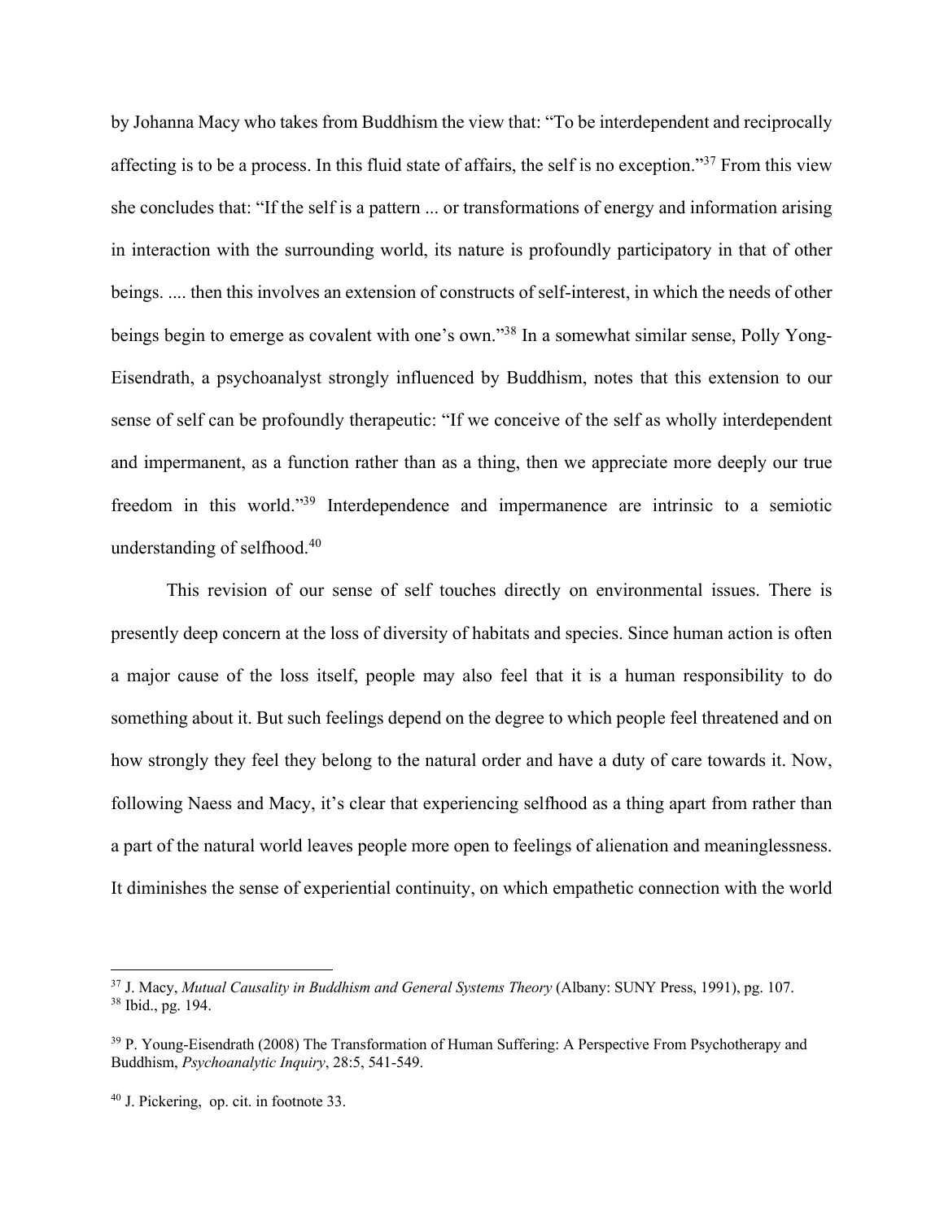by Johanna Macy who takes from Buddhism the view that: "To be interdependent and reciprocally affecting is to be a process. In this fluid state of affairs, the self is no exception."[37] From this view she concludes that: "If the self is a pattern ... or transformations of energy and information arising in interaction with the surrounding world, its nature is profoundly participatory in that of other beings. .... then this involves an extension of constructs of self-interest, in which the needs of other beings begin to emerge as covalent with one's own."[38] In a somewhat similar sense, Polly Yong-Eisendrath, a psychoanalyst strongly influenced by Buddhism, notes that this extension to our sense of self can be profoundly therapeutic: "If we conceive of the self as wholly interdependent and impermanent, as a function rather than as a thing, then we appreciate more deeply our true freedom in this world."[39] Interdependence and impermanence are intrinsic to a semiotic understanding of selfhood.[40]

This revision of our sense of self touches directly on environmental issues. There is presently deep concern at the loss of diversity of habitats and species. Since human action is often a major cause of the loss itself, people may also feel that it is a human responsibility to do something about it. But such feelings depend on the degree to which people feel threatened and on how strongly they feel they belong to the natural order and have a duty of care towards it. Now, following Naess and Macy, it's clear that experiencing selfhood as a thing apart from rather than a part of the natural world leaves people more open to feelings of alienation and meaninglessness. It diminishes the sense of experiential continuity, on which empathetic connection with the world

---

[37] J. Macy, *Mutual Causality in Buddhism and General Systems Theory* (Albany: SUNY Press, 1991), pg. 107.
[38] Ibid., pg. 194.

[39] P. Young-Eisendrath (2008) The Transformation of Human Suffering: A Perspective From Psychotherapy and Buddhism, *Psychoanalytic Inquiry*, 28:5, 541-549.

[40] J. Pickering, op. cit. in footnote 33.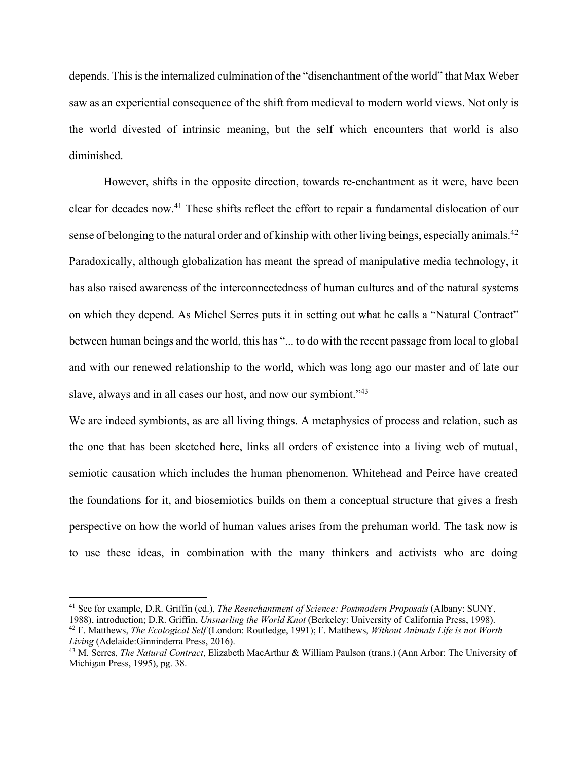depends. This is the internalized culmination of the "disenchantment of the world" that Max Weber saw as an experiential consequence of the shift from medieval to modern world views. Not only is the world divested of intrinsic meaning, but the self which encounters that world is also diminished.

However, shifts in the opposite direction, towards re-enchantment as it were, have been clear for decades now.[41] These shifts reflect the effort to repair a fundamental dislocation of our sense of belonging to the natural order and of kinship with other living beings, especially animals.[42] Paradoxically, although globalization has meant the spread of manipulative media technology, it has also raised awareness of the interconnectedness of human cultures and of the natural systems on which they depend. As Michel Serres puts it in setting out what he calls a "Natural Contract" between human beings and the world, this has "... to do with the recent passage from local to global and with our renewed relationship to the world, which was long ago our master and of late our slave, always and in all cases our host, and now our symbiont."[43]

We are indeed symbionts, as are all living things. A metaphysics of process and relation, such as the one that has been sketched here, links all orders of existence into a living web of mutual, semiotic causation which includes the human phenomenon. Whitehead and Peirce have created the foundations for it, and biosemiotics builds on them a conceptual structure that gives a fresh perspective on how the world of human values arises from the prehuman world. The task now is to use these ideas, in combination with the many thinkers and activists who are doing

---

[41] See for example, D.R. Griffin (ed.), *The Reenchantment of Science: Postmodern Proposals* (Albany: SUNY, 1988), introduction; D.R. Griffin, *Unsnarling the World Knot* (Berkeley: University of California Press, 1998).

[42] F. Matthews, *The Ecological Self* (London: Routledge, 1991); F. Matthews, *Without Animals Life is not Worth Living* (Adelaide:Ginninderra Press, 2016).

[43] M. Serres, *The Natural Contract*, Elizabeth MacArthur & William Paulson (trans.) (Ann Arbor: The University of Michigan Press, 1995), pg. 38.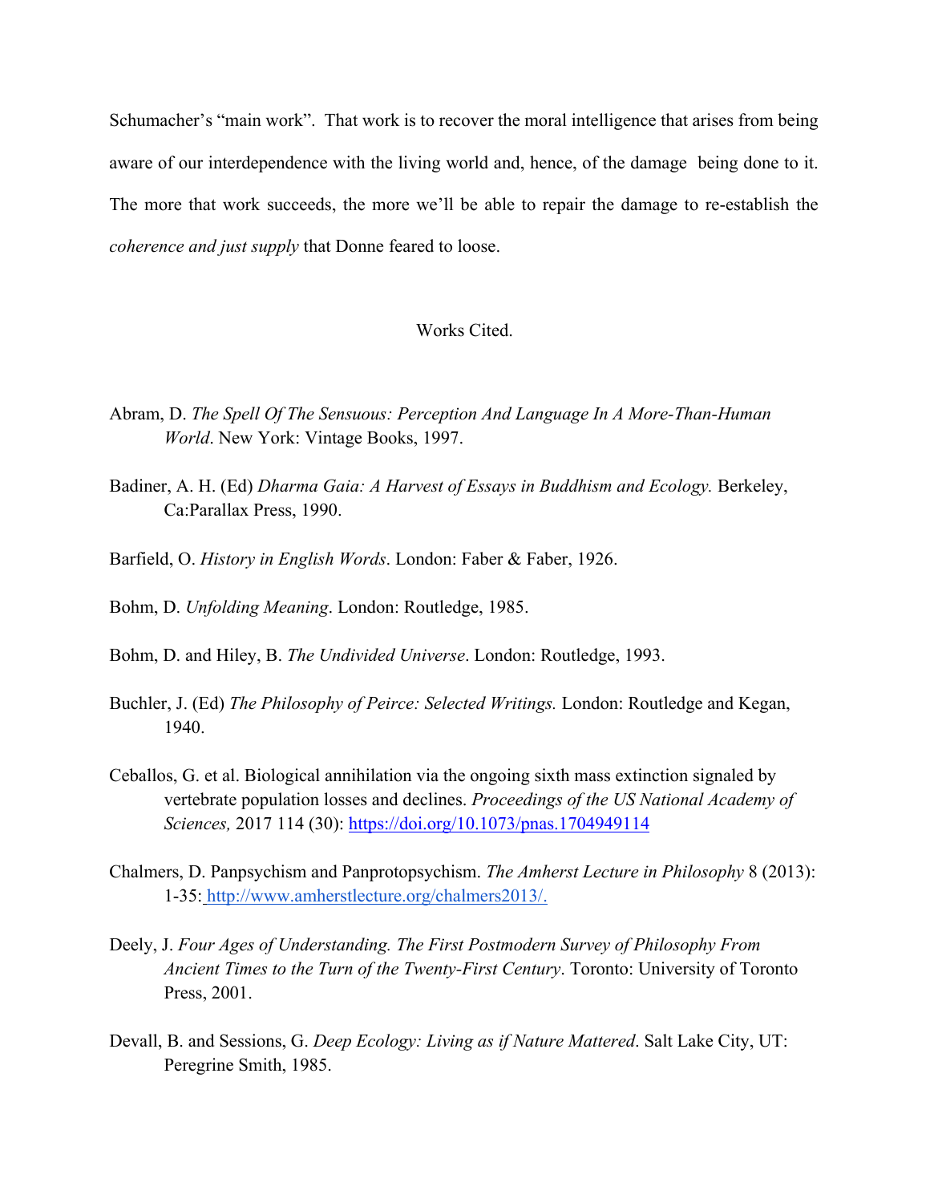Schumacher's "main work". That work is to recover the moral intelligence that arises from being aware of our interdependence with the living world and, hence, of the damage being done to it. The more that work succeeds, the more we'll be able to repair the damage to re-establish the *coherence and just supply* that Donne feared to loose.

## Works Cited.

Abram, D. *The Spell Of The Sensuous: Perception And Language In A More-Than-Human World*. New York: Vintage Books, 1997.

Badiner, A. H. (Ed) *Dharma Gaia: A Harvest of Essays in Buddhism and Ecology.* Berkeley, Ca:Parallax Press, 1990.

Barfield, O. *History in English Words*. London: Faber & Faber, 1926.

Bohm, D. *Unfolding Meaning*. London: Routledge, 1985.

Bohm, D. and Hiley, B. *The Undivided Universe*. London: Routledge, 1993.

Buchler, J. (Ed) *The Philosophy of Peirce: Selected Writings.* London: Routledge and Kegan, 1940.

Ceballos, G. et al. Biological annihilation via the ongoing sixth mass extinction signaled by vertebrate population losses and declines. *Proceedings of the US National Academy of Sciences,* 2017 114 (30): https://doi.org/10.1073/pnas.1704949114

Chalmers, D. Panpsychism and Panprotopsychism. *The Amherst Lecture in Philosophy* 8 (2013): 1-35: http://www.amherstlecture.org/chalmers2013/.

Deely, J. *Four Ages of Understanding. The First Postmodern Survey of Philosophy From Ancient Times to the Turn of the Twenty-First Century*. Toronto: University of Toronto Press, 2001.

Devall, B. and Sessions, G. *Deep Ecology: Living as if Nature Mattered*. Salt Lake City, UT: Peregrine Smith, 1985.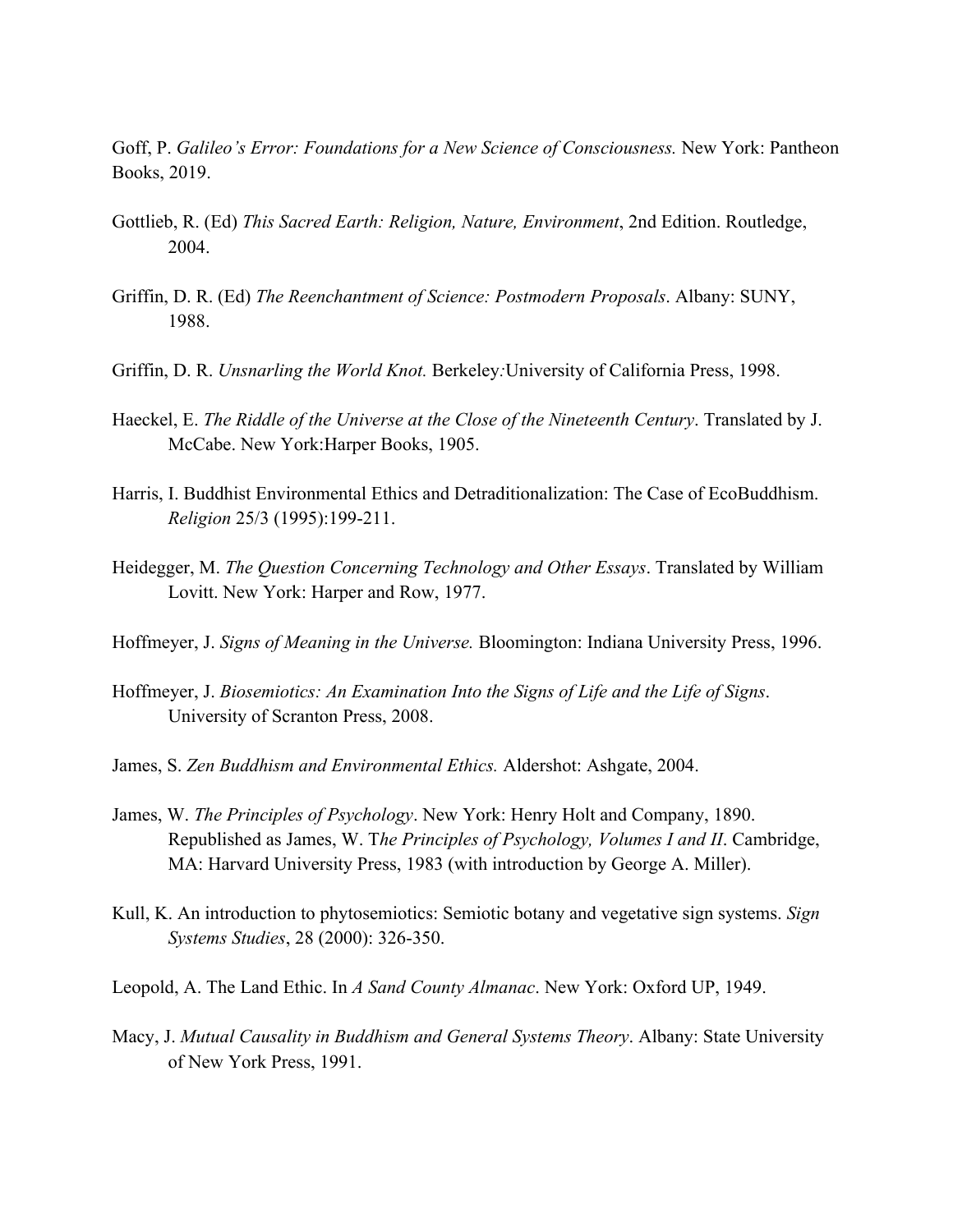Goff, P. *Galileo's Error: Foundations for a New Science of Consciousness.* New York: Pantheon Books, 2019.

Gottlieb, R. (Ed) *This Sacred Earth: Religion, Nature, Environment*, 2nd Edition. Routledge, 2004.

Griffin, D. R. (Ed) *The Reenchantment of Science: Postmodern Proposals*. Albany: SUNY, 1988.

Griffin, D. R. *Unsnarling the World Knot.* Berkeley:University of California Press, 1998.

Haeckel, E. *The Riddle of the Universe at the Close of the Nineteenth Century*. Translated by J. McCabe. New York:Harper Books, 1905.

Harris, I. Buddhist Environmental Ethics and Detraditionalization: The Case of EcoBuddhism. *Religion* 25/3 (1995):199-211.

Heidegger, M. *The Question Concerning Technology and Other Essays*. Translated by William Lovitt. New York: Harper and Row, 1977.

Hoffmeyer, J. *Signs of Meaning in the Universe.* Bloomington: Indiana University Press, 1996.

Hoffmeyer, J. *Biosemiotics: An Examination Into the Signs of Life and the Life of Signs*. University of Scranton Press, 2008.

James, S. *Zen Buddhism and Environmental Ethics.* Aldershot: Ashgate, 2004.

James, W. *The Principles of Psychology*. New York: Henry Holt and Company, 1890. Republished as James, W. T*he Principles of Psychology, Volumes I and II*. Cambridge, MA: Harvard University Press, 1983 (with introduction by George A. Miller).

Kull, K. An introduction to phytosemiotics: Semiotic botany and vegetative sign systems. *Sign Systems Studies*, 28 (2000): 326-350.

Leopold, A. The Land Ethic. In *A Sand County Almanac*. New York: Oxford UP, 1949.

Macy, J. *Mutual Causality in Buddhism and General Systems Theory*. Albany: State University of New York Press, 1991.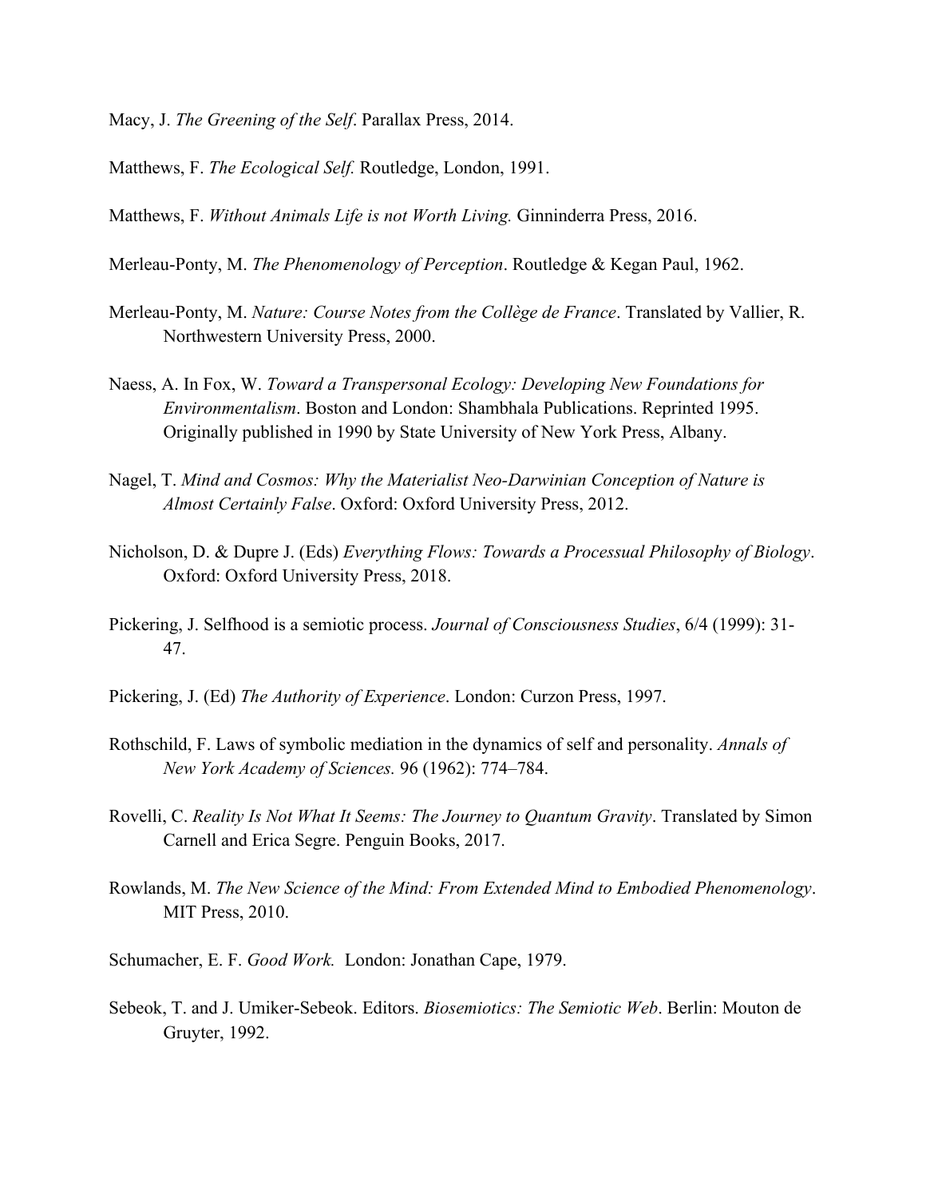Macy, J. *The Greening of the Self*. Parallax Press, 2014.

Matthews, F. *The Ecological Self.* Routledge, London, 1991.

Matthews, F. *Without Animals Life is not Worth Living.* Ginninderra Press, 2016.

Merleau-Ponty, M. *The Phenomenology of Perception*. Routledge & Kegan Paul, 1962.

Merleau-Ponty, M. *Nature: Course Notes from the Collège de France*. Translated by Vallier, R. Northwestern University Press, 2000.

Naess, A. In Fox, W. *Toward a Transpersonal Ecology: Developing New Foundations for Environmentalism*. Boston and London: Shambhala Publications. Reprinted 1995. Originally published in 1990 by State University of New York Press, Albany.

Nagel, T. *Mind and Cosmos: Why the Materialist Neo-Darwinian Conception of Nature is Almost Certainly False*. Oxford: Oxford University Press, 2012.

Nicholson, D. & Dupre J. (Eds) *Everything Flows: Towards a Processual Philosophy of Biology*. Oxford: Oxford University Press, 2018.

Pickering, J. Selfhood is a semiotic process. *Journal of Consciousness Studies*, 6/4 (1999): 31-47.

Pickering, J. (Ed) *The Authority of Experience*. London: Curzon Press, 1997.

Rothschild, F. Laws of symbolic mediation in the dynamics of self and personality. *Annals of New York Academy of Sciences.* 96 (1962): 774–784.

Rovelli, C. *Reality Is Not What It Seems: The Journey to Quantum Gravity*. Translated by Simon Carnell and Erica Segre. Penguin Books, 2017.

Rowlands, M. *The New Science of the Mind: From Extended Mind to Embodied Phenomenology*. MIT Press, 2010.

Schumacher, E. F. *Good Work.* London: Jonathan Cape, 1979.

Sebeok, T. and J. Umiker-Sebeok. Editors. *Biosemiotics: The Semiotic Web*. Berlin: Mouton de Gruyter, 1992.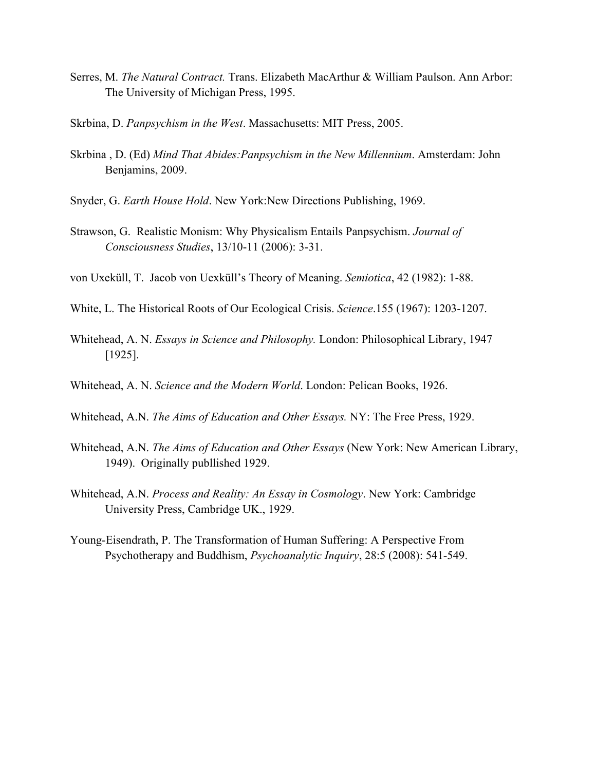Serres, M. *The Natural Contract.* Trans. Elizabeth MacArthur & William Paulson. Ann Arbor: The University of Michigan Press, 1995.

Skrbina, D. *Panpsychism in the West*. Massachusetts: MIT Press, 2005.

Skrbina , D. (Ed) *Mind That Abides:Panpsychism in the New Millennium*. Amsterdam: John Benjamins, 2009.

Snyder, G. *Earth House Hold*. New York:New Directions Publishing, 1969.

Strawson, G.  Realistic Monism: Why Physicalism Entails Panpsychism. *Journal of Consciousness Studies*, 13/10-11 (2006): 3-31.

von Uxeküll, T.  Jacob von Uexküll's Theory of Meaning. *Semiotica*, 42 (1982): 1-88.

White, L. The Historical Roots of Our Ecological Crisis. *Science*.155 (1967): 1203-1207.

Whitehead, A. N. *Essays in Science and Philosophy.* London: Philosophical Library, 1947 [1925].

Whitehead, A. N. *Science and the Modern World*. London: Pelican Books, 1926.

Whitehead, A.N. *The Aims of Education and Other Essays.* NY: The Free Press, 1929.

Whitehead, A.N. *The Aims of Education and Other Essays* (New York: New American Library, 1949).  Originally publlished 1929.

Whitehead, A.N. *Process and Reality: An Essay in Cosmology*. New York: Cambridge University Press, Cambridge UK., 1929.

Young-Eisendrath, P. The Transformation of Human Suffering: A Perspective From Psychotherapy and Buddhism, *Psychoanalytic Inquiry*, 28:5 (2008): 541-549.